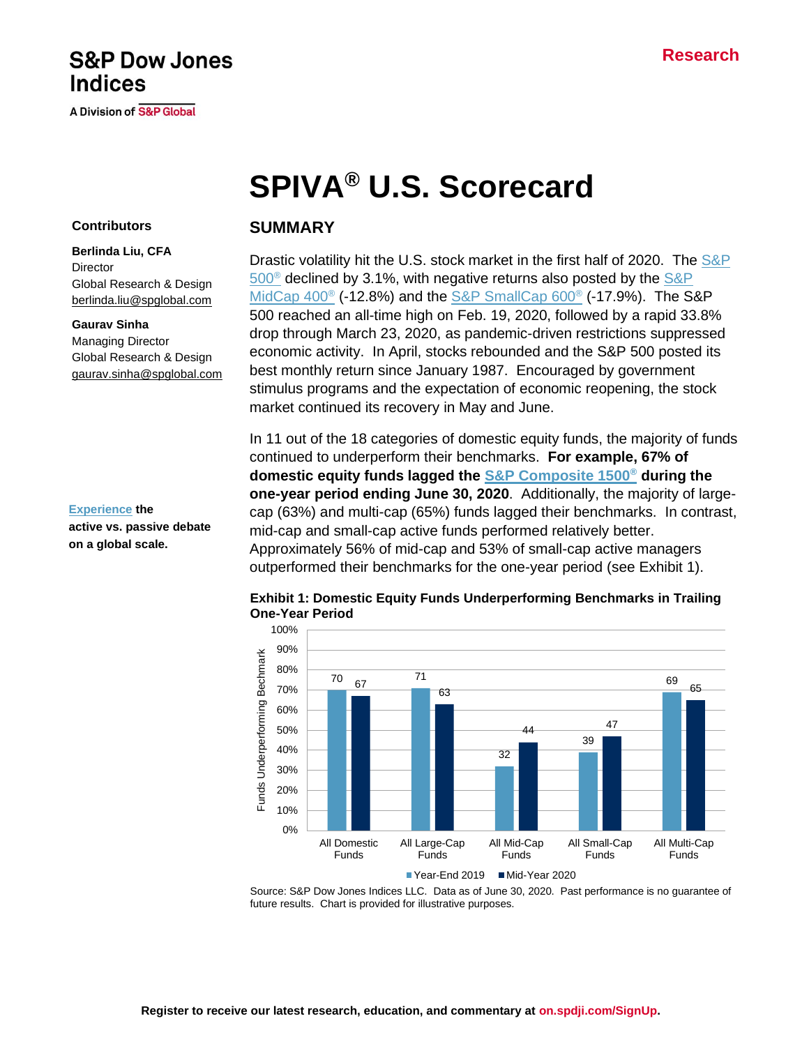S&P Dow Jones Indices

A Division of S&P Global

Research

# SPIVA® U.S. Scorecard

**Contributors**

**Berlinda Liu, CFA**
Director
Global Research & Design
berlinda.liu@spglobal.com

**Gaurav Sinha**
Managing Director
Global Research & Design
gaurav.sinha@spglobal.com

**Experience the active vs. passive debate on a global scale.**

## SUMMARY

Drastic volatility hit the U.S. stock market in the first half of 2020. The S&P 500® declined by 3.1%, with negative returns also posted by the S&P MidCap 400® (-12.8%) and the S&P SmallCap 600® (-17.9%). The S&P 500 reached an all-time high on Feb. 19, 2020, followed by a rapid 33.8% drop through March 23, 2020, as pandemic-driven restrictions suppressed economic activity. In April, stocks rebounded and the S&P 500 posted its best monthly return since January 1987. Encouraged by government stimulus programs and the expectation of economic reopening, the stock market continued its recovery in May and June.

In 11 out of the 18 categories of domestic equity funds, the majority of funds continued to underperform their benchmarks. **For example, 67% of domestic equity funds lagged the S&P Composite 1500® during the one-year period ending June 30, 2020**. Additionally, the majority of large-cap (63%) and multi-cap (65%) funds lagged their benchmarks. In contrast, mid-cap and small-cap active funds performed relatively better. Approximately 56% of mid-cap and 53% of small-cap active managers outperformed their benchmarks for the one-year period (see Exhibit 1).

**Exhibit 1: Domestic Equity Funds Underperforming Benchmarks in Trailing One-Year Period**

Funds Underperforming Benchmark (%)

| Category | Year-End 2019 | Mid-Year 2020 |
|---|---|---|
| All Domestic Funds | 70 | 67 |
| All Large-Cap Funds | 71 | 63 |
| All Mid-Cap Funds | 32 | 44 |
| All Small-Cap Funds | 39 | 47 |
| All Multi-Cap Funds | 69 | 65 |

Source: S&P Dow Jones Indices LLC. Data as of June 30, 2020. Past performance is no guarantee of future results. Chart is provided for illustrative purposes.

Register to receive our latest research, education, and commentary at on.spdji.com/SignUp.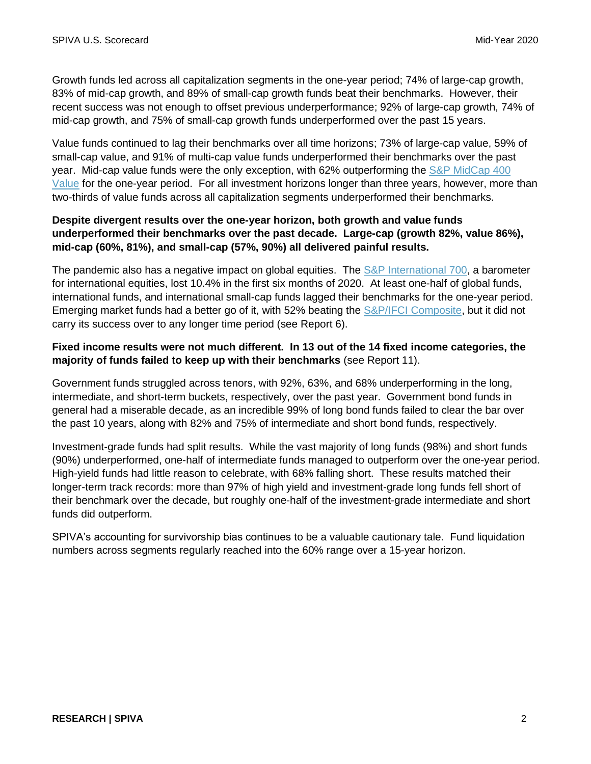Growth funds led across all capitalization segments in the one-year period; 74% of large-cap growth, 83% of mid-cap growth, and 89% of small-cap growth funds beat their benchmarks. However, their recent success was not enough to offset previous underperformance; 92% of large-cap growth, 74% of mid-cap growth, and 75% of small-cap growth funds underperformed over the past 15 years.

Value funds continued to lag their benchmarks over all time horizons; 73% of large-cap value, 59% of small-cap value, and 91% of multi-cap value funds underperformed their benchmarks over the past year. Mid-cap value funds were the only exception, with 62% outperforming the S&P MidCap 400 Value for the one-year period. For all investment horizons longer than three years, however, more than two-thirds of value funds across all capitalization segments underperformed their benchmarks.

**Despite divergent results over the one-year horizon, both growth and value funds underperformed their benchmarks over the past decade. Large-cap (growth 82%, value 86%), mid-cap (60%, 81%), and small-cap (57%, 90%) all delivered painful results.**

The pandemic also has a negative impact on global equities. The S&P International 700, a barometer for international equities, lost 10.4% in the first six months of 2020. At least one-half of global funds, international funds, and international small-cap funds lagged their benchmarks for the one-year period. Emerging market funds had a better go of it, with 52% beating the S&P/IFCI Composite, but it did not carry its success over to any longer time period (see Report 6).

**Fixed income results were not much different. In 13 out of the 14 fixed income categories, the majority of funds failed to keep up with their benchmarks** (see Report 11).

Government funds struggled across tenors, with 92%, 63%, and 68% underperforming in the long, intermediate, and short-term buckets, respectively, over the past year. Government bond funds in general had a miserable decade, as an incredible 99% of long bond funds failed to clear the bar over the past 10 years, along with 82% and 75% of intermediate and short bond funds, respectively.

Investment-grade funds had split results. While the vast majority of long funds (98%) and short funds (90%) underperformed, one-half of intermediate funds managed to outperform over the one-year period. High-yield funds had little reason to celebrate, with 68% falling short. These results matched their longer-term track records: more than 97% of high yield and investment-grade long funds fell short of their benchmark over the decade, but roughly one-half of the investment-grade intermediate and short funds did outperform.

SPIVA's accounting for survivorship bias continues to be a valuable cautionary tale. Fund liquidation numbers across segments regularly reached into the 60% range over a 15-year horizon.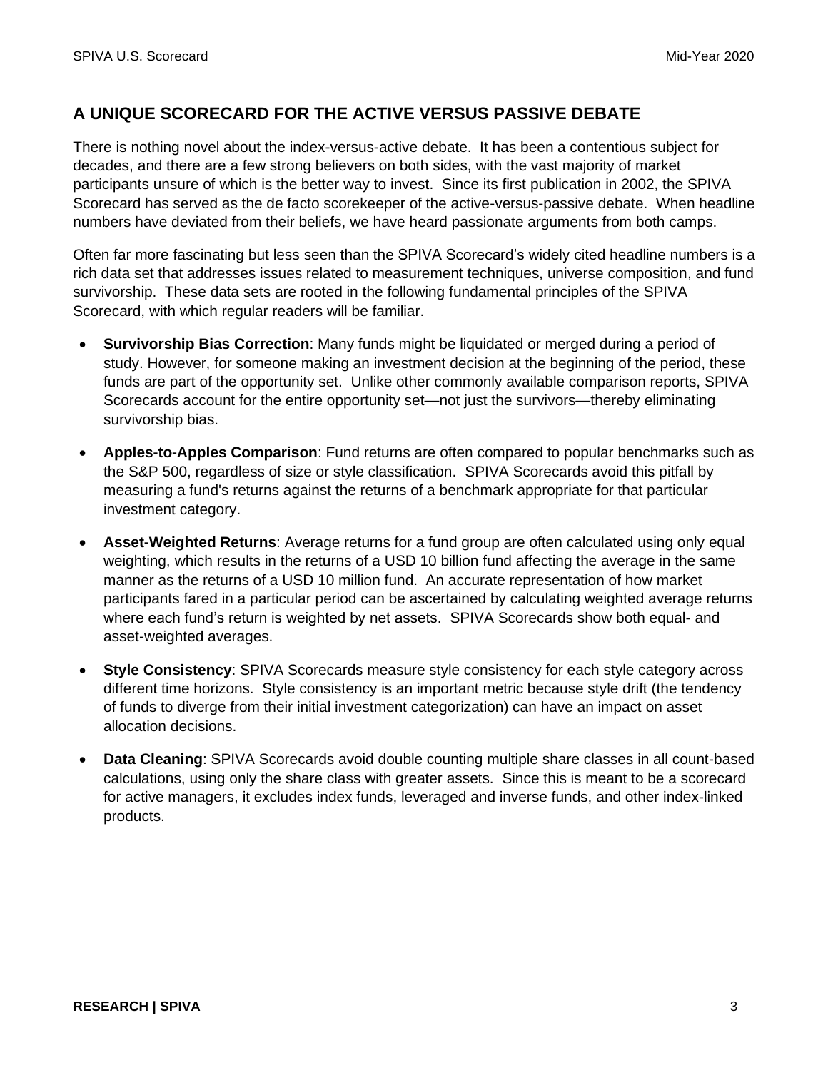## A UNIQUE SCORECARD FOR THE ACTIVE VERSUS PASSIVE DEBATE

There is nothing novel about the index-versus-active debate. It has been a contentious subject for decades, and there are a few strong believers on both sides, with the vast majority of market participants unsure of which is the better way to invest. Since its first publication in 2002, the SPIVA Scorecard has served as the de facto scorekeeper of the active-versus-passive debate. When headline numbers have deviated from their beliefs, we have heard passionate arguments from both camps.

Often far more fascinating but less seen than the SPIVA Scorecard's widely cited headline numbers is a rich data set that addresses issues related to measurement techniques, universe composition, and fund survivorship. These data sets are rooted in the following fundamental principles of the SPIVA Scorecard, with which regular readers will be familiar.

- **Survivorship Bias Correction**: Many funds might be liquidated or merged during a period of study. However, for someone making an investment decision at the beginning of the period, these funds are part of the opportunity set. Unlike other commonly available comparison reports, SPIVA Scorecards account for the entire opportunity set—not just the survivors—thereby eliminating survivorship bias.
- **Apples-to-Apples Comparison**: Fund returns are often compared to popular benchmarks such as the S&P 500, regardless of size or style classification. SPIVA Scorecards avoid this pitfall by measuring a fund's returns against the returns of a benchmark appropriate for that particular investment category.
- **Asset-Weighted Returns**: Average returns for a fund group are often calculated using only equal weighting, which results in the returns of a USD 10 billion fund affecting the average in the same manner as the returns of a USD 10 million fund. An accurate representation of how market participants fared in a particular period can be ascertained by calculating weighted average returns where each fund's return is weighted by net assets. SPIVA Scorecards show both equal- and asset-weighted averages.
- **Style Consistency**: SPIVA Scorecards measure style consistency for each style category across different time horizons. Style consistency is an important metric because style drift (the tendency of funds to diverge from their initial investment categorization) can have an impact on asset allocation decisions.
- **Data Cleaning**: SPIVA Scorecards avoid double counting multiple share classes in all count-based calculations, using only the share class with greater assets. Since this is meant to be a scorecard for active managers, it excludes index funds, leveraged and inverse funds, and other index-linked products.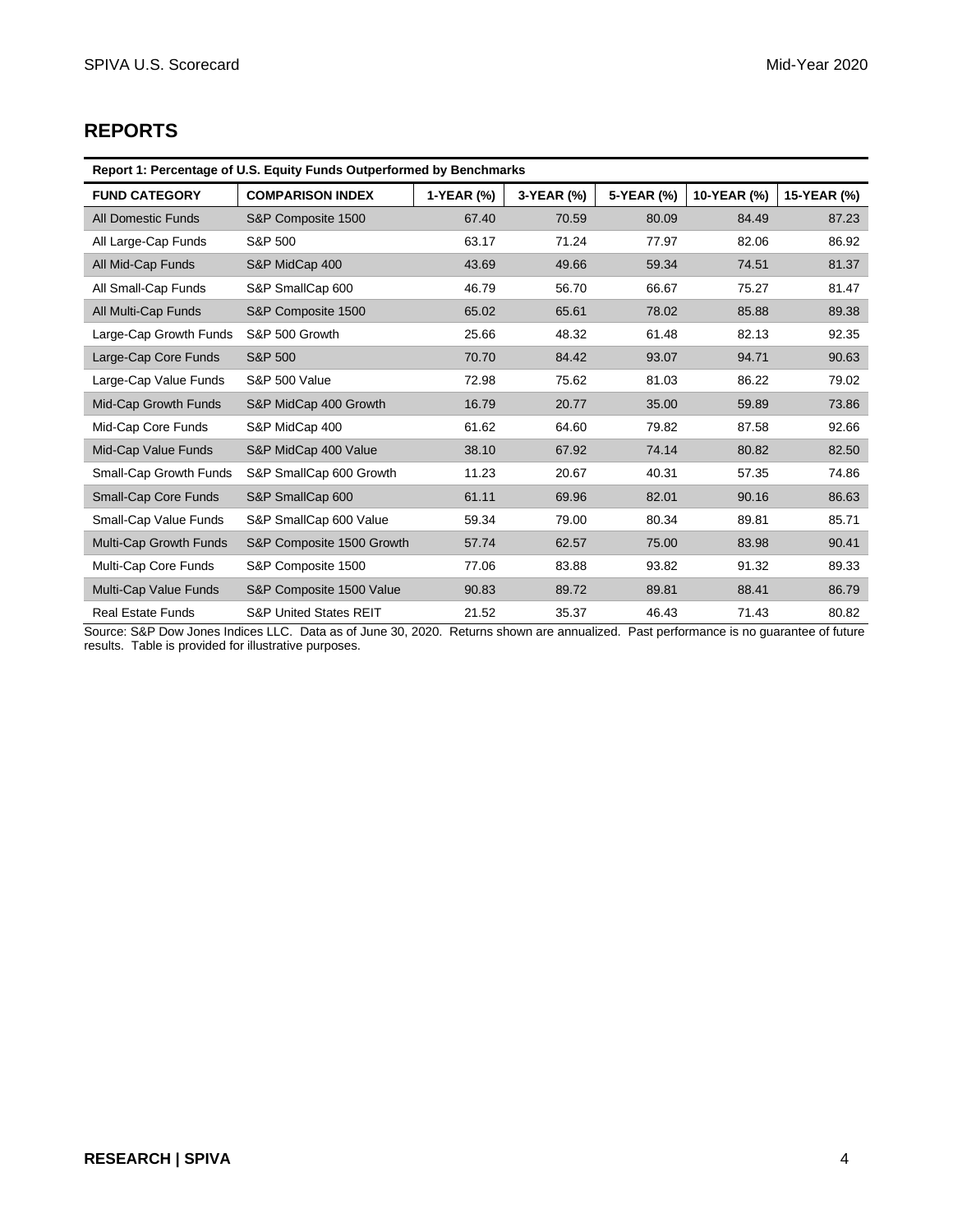## REPORTS

**Report 1: Percentage of U.S. Equity Funds Outperformed by Benchmarks**

| FUND CATEGORY | COMPARISON INDEX | 1-YEAR (%) | 3-YEAR (%) | 5-YEAR (%) | 10-YEAR (%) | 15-YEAR (%) |
|---|---|---|---|---|---|---|
| All Domestic Funds | S&P Composite 1500 | 67.40 | 70.59 | 80.09 | 84.49 | 87.23 |
| All Large-Cap Funds | S&P 500 | 63.17 | 71.24 | 77.97 | 82.06 | 86.92 |
| All Mid-Cap Funds | S&P MidCap 400 | 43.69 | 49.66 | 59.34 | 74.51 | 81.37 |
| All Small-Cap Funds | S&P SmallCap 600 | 46.79 | 56.70 | 66.67 | 75.27 | 81.47 |
| All Multi-Cap Funds | S&P Composite 1500 | 65.02 | 65.61 | 78.02 | 85.88 | 89.38 |
| Large-Cap Growth Funds | S&P 500 Growth | 25.66 | 48.32 | 61.48 | 82.13 | 92.35 |
| Large-Cap Core Funds | S&P 500 | 70.70 | 84.42 | 93.07 | 94.71 | 90.63 |
| Large-Cap Value Funds | S&P 500 Value | 72.98 | 75.62 | 81.03 | 86.22 | 79.02 |
| Mid-Cap Growth Funds | S&P MidCap 400 Growth | 16.79 | 20.77 | 35.00 | 59.89 | 73.86 |
| Mid-Cap Core Funds | S&P MidCap 400 | 61.62 | 64.60 | 79.82 | 87.58 | 92.66 |
| Mid-Cap Value Funds | S&P MidCap 400 Value | 38.10 | 67.92 | 74.14 | 80.82 | 82.50 |
| Small-Cap Growth Funds | S&P SmallCap 600 Growth | 11.23 | 20.67 | 40.31 | 57.35 | 74.86 |
| Small-Cap Core Funds | S&P SmallCap 600 | 61.11 | 69.96 | 82.01 | 90.16 | 86.63 |
| Small-Cap Value Funds | S&P SmallCap 600 Value | 59.34 | 79.00 | 80.34 | 89.81 | 85.71 |
| Multi-Cap Growth Funds | S&P Composite 1500 Growth | 57.74 | 62.57 | 75.00 | 83.98 | 90.41 |
| Multi-Cap Core Funds | S&P Composite 1500 | 77.06 | 83.88 | 93.82 | 91.32 | 89.33 |
| Multi-Cap Value Funds | S&P Composite 1500 Value | 90.83 | 89.72 | 89.81 | 88.41 | 86.79 |
| Real Estate Funds | S&P United States REIT | 21.52 | 35.37 | 46.43 | 71.43 | 80.82 |

Source: S&P Dow Jones Indices LLC. Data as of June 30, 2020. Returns shown are annualized. Past performance is no guarantee of future results. Table is provided for illustrative purposes.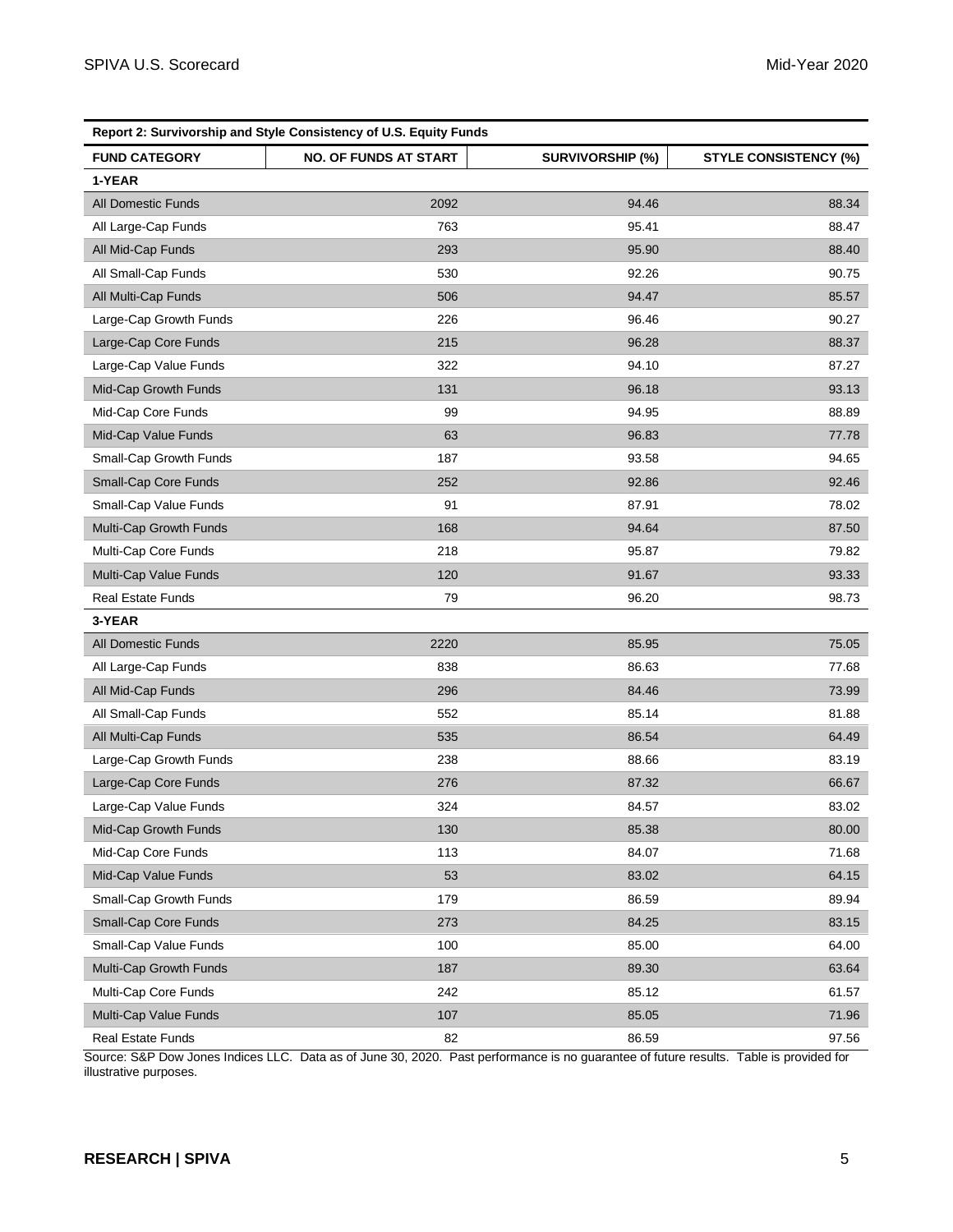**Report 2: Survivorship and Style Consistency of U.S. Equity Funds**

| FUND CATEGORY | NO. OF FUNDS AT START | SURVIVORSHIP (%) | STYLE CONSISTENCY (%) |
|---|---|---|---|
| **1-YEAR** | | | |
| All Domestic Funds | 2092 | 94.46 | 88.34 |
| All Large-Cap Funds | 763 | 95.41 | 88.47 |
| All Mid-Cap Funds | 293 | 95.90 | 88.40 |
| All Small-Cap Funds | 530 | 92.26 | 90.75 |
| All Multi-Cap Funds | 506 | 94.47 | 85.57 |
| Large-Cap Growth Funds | 226 | 96.46 | 90.27 |
| Large-Cap Core Funds | 215 | 96.28 | 88.37 |
| Large-Cap Value Funds | 322 | 94.10 | 87.27 |
| Mid-Cap Growth Funds | 131 | 96.18 | 93.13 |
| Mid-Cap Core Funds | 99 | 94.95 | 88.89 |
| Mid-Cap Value Funds | 63 | 96.83 | 77.78 |
| Small-Cap Growth Funds | 187 | 93.58 | 94.65 |
| Small-Cap Core Funds | 252 | 92.86 | 92.46 |
| Small-Cap Value Funds | 91 | 87.91 | 78.02 |
| Multi-Cap Growth Funds | 168 | 94.64 | 87.50 |
| Multi-Cap Core Funds | 218 | 95.87 | 79.82 |
| Multi-Cap Value Funds | 120 | 91.67 | 93.33 |
| Real Estate Funds | 79 | 96.20 | 98.73 |
| **3-YEAR** | | | |
| All Domestic Funds | 2220 | 85.95 | 75.05 |
| All Large-Cap Funds | 838 | 86.63 | 77.68 |
| All Mid-Cap Funds | 296 | 84.46 | 73.99 |
| All Small-Cap Funds | 552 | 85.14 | 81.88 |
| All Multi-Cap Funds | 535 | 86.54 | 64.49 |
| Large-Cap Growth Funds | 238 | 88.66 | 83.19 |
| Large-Cap Core Funds | 276 | 87.32 | 66.67 |
| Large-Cap Value Funds | 324 | 84.57 | 83.02 |
| Mid-Cap Growth Funds | 130 | 85.38 | 80.00 |
| Mid-Cap Core Funds | 113 | 84.07 | 71.68 |
| Mid-Cap Value Funds | 53 | 83.02 | 64.15 |
| Small-Cap Growth Funds | 179 | 86.59 | 89.94 |
| Small-Cap Core Funds | 273 | 84.25 | 83.15 |
| Small-Cap Value Funds | 100 | 85.00 | 64.00 |
| Multi-Cap Growth Funds | 187 | 89.30 | 63.64 |
| Multi-Cap Core Funds | 242 | 85.12 | 61.57 |
| Multi-Cap Value Funds | 107 | 85.05 | 71.96 |
| Real Estate Funds | 82 | 86.59 | 97.56 |

Source: S&P Dow Jones Indices LLC. Data as of June 30, 2020. Past performance is no guarantee of future results. Table is provided for illustrative purposes.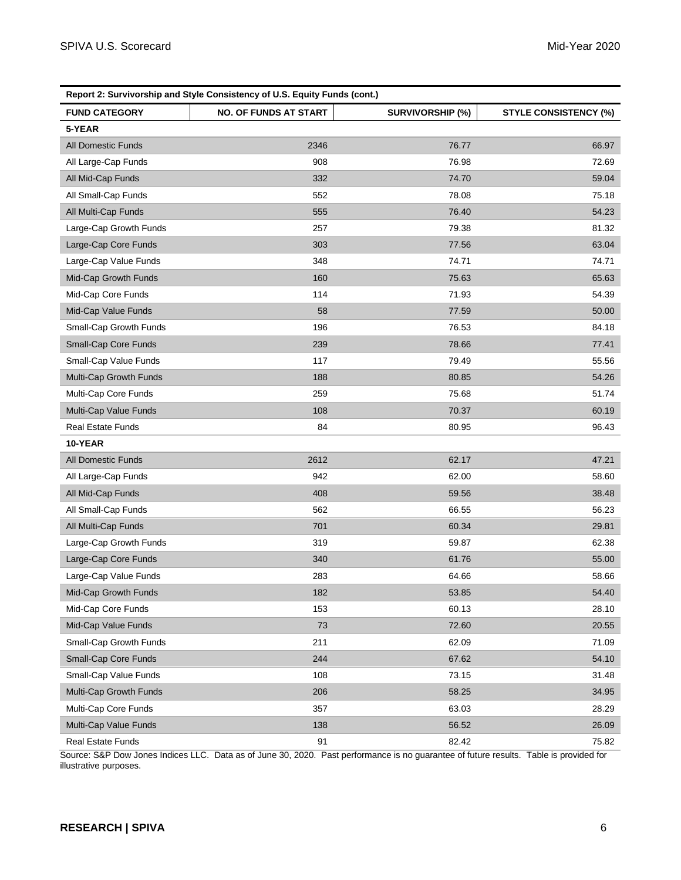| Report 2: Survivorship and Style Consistency of U.S. Equity Funds (cont.) | | | |
|---|---|---|---|
| **FUND CATEGORY** | **NO. OF FUNDS AT START** | **SURVIVORSHIP (%)** | **STYLE CONSISTENCY (%)** |
| **5-YEAR** | | | |
| All Domestic Funds | 2346 | 76.77 | 66.97 |
| All Large-Cap Funds | 908 | 76.98 | 72.69 |
| All Mid-Cap Funds | 332 | 74.70 | 59.04 |
| All Small-Cap Funds | 552 | 78.08 | 75.18 |
| All Multi-Cap Funds | 555 | 76.40 | 54.23 |
| Large-Cap Growth Funds | 257 | 79.38 | 81.32 |
| Large-Cap Core Funds | 303 | 77.56 | 63.04 |
| Large-Cap Value Funds | 348 | 74.71 | 74.71 |
| Mid-Cap Growth Funds | 160 | 75.63 | 65.63 |
| Mid-Cap Core Funds | 114 | 71.93 | 54.39 |
| Mid-Cap Value Funds | 58 | 77.59 | 50.00 |
| Small-Cap Growth Funds | 196 | 76.53 | 84.18 |
| Small-Cap Core Funds | 239 | 78.66 | 77.41 |
| Small-Cap Value Funds | 117 | 79.49 | 55.56 |
| Multi-Cap Growth Funds | 188 | 80.85 | 54.26 |
| Multi-Cap Core Funds | 259 | 75.68 | 51.74 |
| Multi-Cap Value Funds | 108 | 70.37 | 60.19 |
| Real Estate Funds | 84 | 80.95 | 96.43 |
| **10-YEAR** | | | |
| All Domestic Funds | 2612 | 62.17 | 47.21 |
| All Large-Cap Funds | 942 | 62.00 | 58.60 |
| All Mid-Cap Funds | 408 | 59.56 | 38.48 |
| All Small-Cap Funds | 562 | 66.55 | 56.23 |
| All Multi-Cap Funds | 701 | 60.34 | 29.81 |
| Large-Cap Growth Funds | 319 | 59.87 | 62.38 |
| Large-Cap Core Funds | 340 | 61.76 | 55.00 |
| Large-Cap Value Funds | 283 | 64.66 | 58.66 |
| Mid-Cap Growth Funds | 182 | 53.85 | 54.40 |
| Mid-Cap Core Funds | 153 | 60.13 | 28.10 |
| Mid-Cap Value Funds | 73 | 72.60 | 20.55 |
| Small-Cap Growth Funds | 211 | 62.09 | 71.09 |
| Small-Cap Core Funds | 244 | 67.62 | 54.10 |
| Small-Cap Value Funds | 108 | 73.15 | 31.48 |
| Multi-Cap Growth Funds | 206 | 58.25 | 34.95 |
| Multi-Cap Core Funds | 357 | 63.03 | 28.29 |
| Multi-Cap Value Funds | 138 | 56.52 | 26.09 |
| Real Estate Funds | 91 | 82.42 | 75.82 |

Source: S&P Dow Jones Indices LLC. Data as of June 30, 2020. Past performance is no guarantee of future results. Table is provided for illustrative purposes.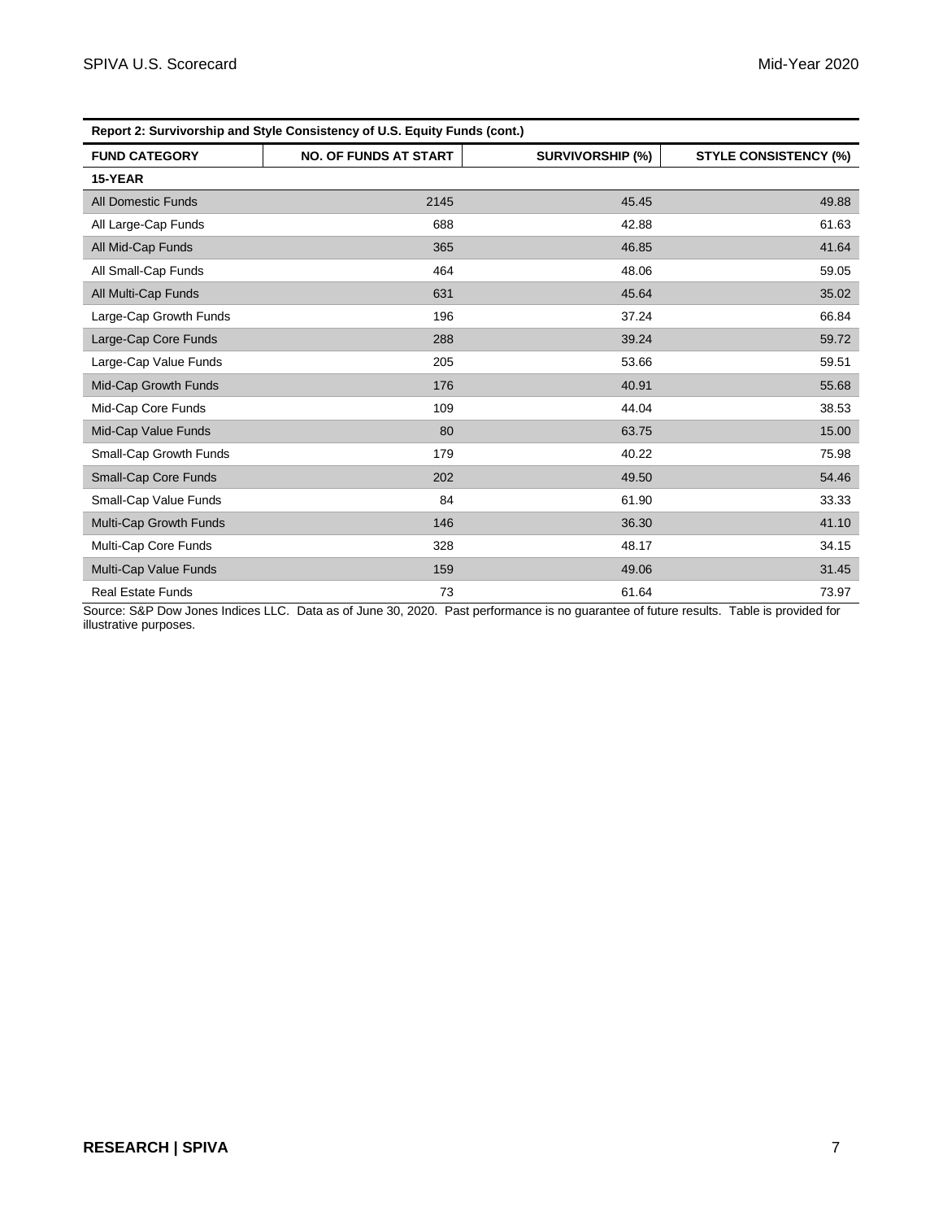**Report 2: Survivorship and Style Consistency of U.S. Equity Funds (cont.)**

| FUND CATEGORY | NO. OF FUNDS AT START | SURVIVORSHIP (%) | STYLE CONSISTENCY (%) |
|---|---|---|---|
| **15-YEAR** | | | |
| All Domestic Funds | 2145 | 45.45 | 49.88 |
| All Large-Cap Funds | 688 | 42.88 | 61.63 |
| All Mid-Cap Funds | 365 | 46.85 | 41.64 |
| All Small-Cap Funds | 464 | 48.06 | 59.05 |
| All Multi-Cap Funds | 631 | 45.64 | 35.02 |
| Large-Cap Growth Funds | 196 | 37.24 | 66.84 |
| Large-Cap Core Funds | 288 | 39.24 | 59.72 |
| Large-Cap Value Funds | 205 | 53.66 | 59.51 |
| Mid-Cap Growth Funds | 176 | 40.91 | 55.68 |
| Mid-Cap Core Funds | 109 | 44.04 | 38.53 |
| Mid-Cap Value Funds | 80 | 63.75 | 15.00 |
| Small-Cap Growth Funds | 179 | 40.22 | 75.98 |
| Small-Cap Core Funds | 202 | 49.50 | 54.46 |
| Small-Cap Value Funds | 84 | 61.90 | 33.33 |
| Multi-Cap Growth Funds | 146 | 36.30 | 41.10 |
| Multi-Cap Core Funds | 328 | 48.17 | 34.15 |
| Multi-Cap Value Funds | 159 | 49.06 | 31.45 |
| Real Estate Funds | 73 | 61.64 | 73.97 |

Source: S&P Dow Jones Indices LLC. Data as of June 30, 2020. Past performance is no guarantee of future results. Table is provided for illustrative purposes.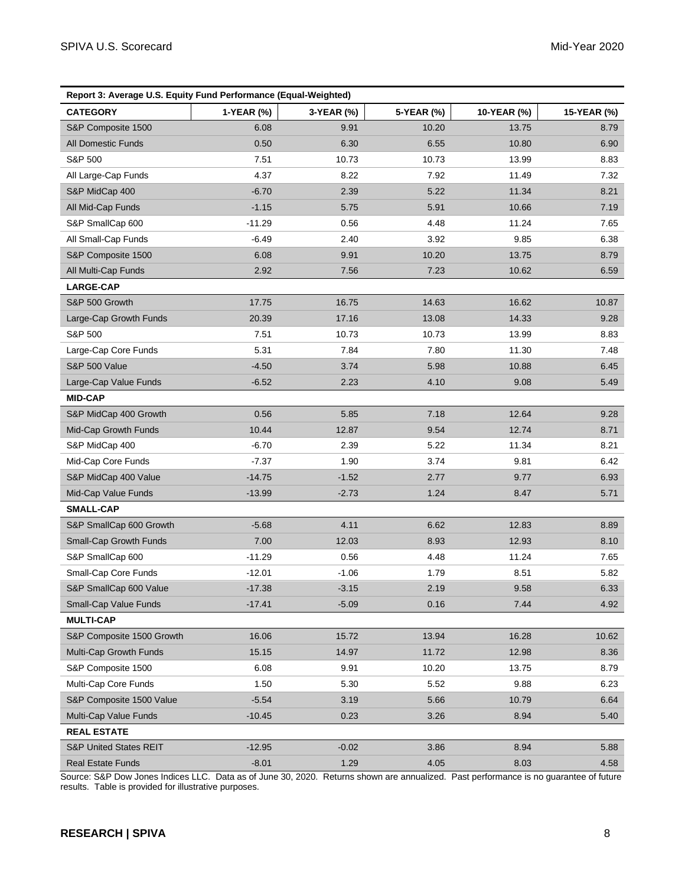| Report 3: Average U.S. Equity Fund Performance (Equal-Weighted) | | | | | |
|---|---|---|---|---|---|
| **CATEGORY** | **1-YEAR (%)** | **3-YEAR (%)** | **5-YEAR (%)** | **10-YEAR (%)** | **15-YEAR (%)** |
| S&P Composite 1500 | 6.08 | 9.91 | 10.20 | 13.75 | 8.79 |
| All Domestic Funds | 0.50 | 6.30 | 6.55 | 10.80 | 6.90 |
| S&P 500 | 7.51 | 10.73 | 10.73 | 13.99 | 8.83 |
| All Large-Cap Funds | 4.37 | 8.22 | 7.92 | 11.49 | 7.32 |
| S&P MidCap 400 | -6.70 | 2.39 | 5.22 | 11.34 | 8.21 |
| All Mid-Cap Funds | -1.15 | 5.75 | 5.91 | 10.66 | 7.19 |
| S&P SmallCap 600 | -11.29 | 0.56 | 4.48 | 11.24 | 7.65 |
| All Small-Cap Funds | -6.49 | 2.40 | 3.92 | 9.85 | 6.38 |
| S&P Composite 1500 | 6.08 | 9.91 | 10.20 | 13.75 | 8.79 |
| All Multi-Cap Funds | 2.92 | 7.56 | 7.23 | 10.62 | 6.59 |
| **LARGE-CAP** | | | | | |
| S&P 500 Growth | 17.75 | 16.75 | 14.63 | 16.62 | 10.87 |
| Large-Cap Growth Funds | 20.39 | 17.16 | 13.08 | 14.33 | 9.28 |
| S&P 500 | 7.51 | 10.73 | 10.73 | 13.99 | 8.83 |
| Large-Cap Core Funds | 5.31 | 7.84 | 7.80 | 11.30 | 7.48 |
| S&P 500 Value | -4.50 | 3.74 | 5.98 | 10.88 | 6.45 |
| Large-Cap Value Funds | -6.52 | 2.23 | 4.10 | 9.08 | 5.49 |
| **MID-CAP** | | | | | |
| S&P MidCap 400 Growth | 0.56 | 5.85 | 7.18 | 12.64 | 9.28 |
| Mid-Cap Growth Funds | 10.44 | 12.87 | 9.54 | 12.74 | 8.71 |
| S&P MidCap 400 | -6.70 | 2.39 | 5.22 | 11.34 | 8.21 |
| Mid-Cap Core Funds | -7.37 | 1.90 | 3.74 | 9.81 | 6.42 |
| S&P MidCap 400 Value | -14.75 | -1.52 | 2.77 | 9.77 | 6.93 |
| Mid-Cap Value Funds | -13.99 | -2.73 | 1.24 | 8.47 | 5.71 |
| **SMALL-CAP** | | | | | |
| S&P SmallCap 600 Growth | -5.68 | 4.11 | 6.62 | 12.83 | 8.89 |
| Small-Cap Growth Funds | 7.00 | 12.03 | 8.93 | 12.93 | 8.10 |
| S&P SmallCap 600 | -11.29 | 0.56 | 4.48 | 11.24 | 7.65 |
| Small-Cap Core Funds | -12.01 | -1.06 | 1.79 | 8.51 | 5.82 |
| S&P SmallCap 600 Value | -17.38 | -3.15 | 2.19 | 9.58 | 6.33 |
| Small-Cap Value Funds | -17.41 | -5.09 | 0.16 | 7.44 | 4.92 |
| **MULTI-CAP** | | | | | |
| S&P Composite 1500 Growth | 16.06 | 15.72 | 13.94 | 16.28 | 10.62 |
| Multi-Cap Growth Funds | 15.15 | 14.97 | 11.72 | 12.98 | 8.36 |
| S&P Composite 1500 | 6.08 | 9.91 | 10.20 | 13.75 | 8.79 |
| Multi-Cap Core Funds | 1.50 | 5.30 | 5.52 | 9.88 | 6.23 |
| S&P Composite 1500 Value | -5.54 | 3.19 | 5.66 | 10.79 | 6.64 |
| Multi-Cap Value Funds | -10.45 | 0.23 | 3.26 | 8.94 | 5.40 |
| **REAL ESTATE** | | | | | |
| S&P United States REIT | -12.95 | -0.02 | 3.86 | 8.94 | 5.88 |
| Real Estate Funds | -8.01 | 1.29 | 4.05 | 8.03 | 4.58 |

Source: S&P Dow Jones Indices LLC. Data as of June 30, 2020. Returns shown are annualized. Past performance is no guarantee of future results. Table is provided for illustrative purposes.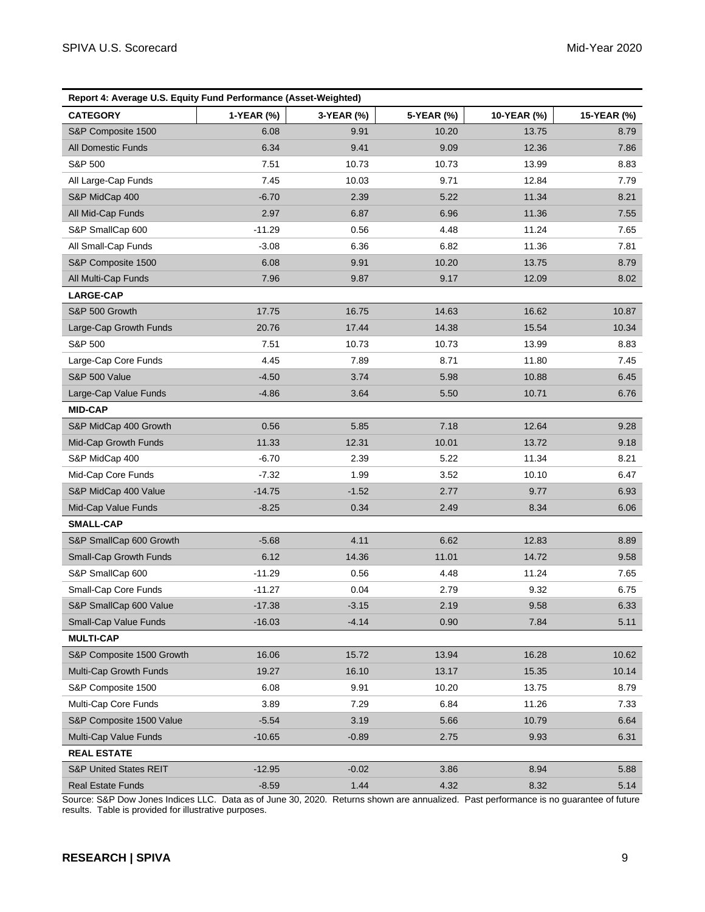**Report 4: Average U.S. Equity Fund Performance (Asset-Weighted)**

| CATEGORY | 1-YEAR (%) | 3-YEAR (%) | 5-YEAR (%) | 10-YEAR (%) | 15-YEAR (%) |
|---|---|---|---|---|---|
| S&P Composite 1500 | 6.08 | 9.91 | 10.20 | 13.75 | 8.79 |
| All Domestic Funds | 6.34 | 9.41 | 9.09 | 12.36 | 7.86 |
| S&P 500 | 7.51 | 10.73 | 10.73 | 13.99 | 8.83 |
| All Large-Cap Funds | 7.45 | 10.03 | 9.71 | 12.84 | 7.79 |
| S&P MidCap 400 | -6.70 | 2.39 | 5.22 | 11.34 | 8.21 |
| All Mid-Cap Funds | 2.97 | 6.87 | 6.96 | 11.36 | 7.55 |
| S&P SmallCap 600 | -11.29 | 0.56 | 4.48 | 11.24 | 7.65 |
| All Small-Cap Funds | -3.08 | 6.36 | 6.82 | 11.36 | 7.81 |
| S&P Composite 1500 | 6.08 | 9.91 | 10.20 | 13.75 | 8.79 |
| All Multi-Cap Funds | 7.96 | 9.87 | 9.17 | 12.09 | 8.02 |
| **LARGE-CAP** | | | | | |
| S&P 500 Growth | 17.75 | 16.75 | 14.63 | 16.62 | 10.87 |
| Large-Cap Growth Funds | 20.76 | 17.44 | 14.38 | 15.54 | 10.34 |
| S&P 500 | 7.51 | 10.73 | 10.73 | 13.99 | 8.83 |
| Large-Cap Core Funds | 4.45 | 7.89 | 8.71 | 11.80 | 7.45 |
| S&P 500 Value | -4.50 | 3.74 | 5.98 | 10.88 | 6.45 |
| Large-Cap Value Funds | -4.86 | 3.64 | 5.50 | 10.71 | 6.76 |
| **MID-CAP** | | | | | |
| S&P MidCap 400 Growth | 0.56 | 5.85 | 7.18 | 12.64 | 9.28 |
| Mid-Cap Growth Funds | 11.33 | 12.31 | 10.01 | 13.72 | 9.18 |
| S&P MidCap 400 | -6.70 | 2.39 | 5.22 | 11.34 | 8.21 |
| Mid-Cap Core Funds | -7.32 | 1.99 | 3.52 | 10.10 | 6.47 |
| S&P MidCap 400 Value | -14.75 | -1.52 | 2.77 | 9.77 | 6.93 |
| Mid-Cap Value Funds | -8.25 | 0.34 | 2.49 | 8.34 | 6.06 |
| **SMALL-CAP** | | | | | |
| S&P SmallCap 600 Growth | -5.68 | 4.11 | 6.62 | 12.83 | 8.89 |
| Small-Cap Growth Funds | 6.12 | 14.36 | 11.01 | 14.72 | 9.58 |
| S&P SmallCap 600 | -11.29 | 0.56 | 4.48 | 11.24 | 7.65 |
| Small-Cap Core Funds | -11.27 | 0.04 | 2.79 | 9.32 | 6.75 |
| S&P SmallCap 600 Value | -17.38 | -3.15 | 2.19 | 9.58 | 6.33 |
| Small-Cap Value Funds | -16.03 | -4.14 | 0.90 | 7.84 | 5.11 |
| **MULTI-CAP** | | | | | |
| S&P Composite 1500 Growth | 16.06 | 15.72 | 13.94 | 16.28 | 10.62 |
| Multi-Cap Growth Funds | 19.27 | 16.10 | 13.17 | 15.35 | 10.14 |
| S&P Composite 1500 | 6.08 | 9.91 | 10.20 | 13.75 | 8.79 |
| Multi-Cap Core Funds | 3.89 | 7.29 | 6.84 | 11.26 | 7.33 |
| S&P Composite 1500 Value | -5.54 | 3.19 | 5.66 | 10.79 | 6.64 |
| Multi-Cap Value Funds | -10.65 | -0.89 | 2.75 | 9.93 | 6.31 |
| **REAL ESTATE** | | | | | |
| S&P United States REIT | -12.95 | -0.02 | 3.86 | 8.94 | 5.88 |
| Real Estate Funds | -8.59 | 1.44 | 4.32 | 8.32 | 5.14 |

Source: S&P Dow Jones Indices LLC. Data as of June 30, 2020. Returns shown are annualized. Past performance is no guarantee of future results. Table is provided for illustrative purposes.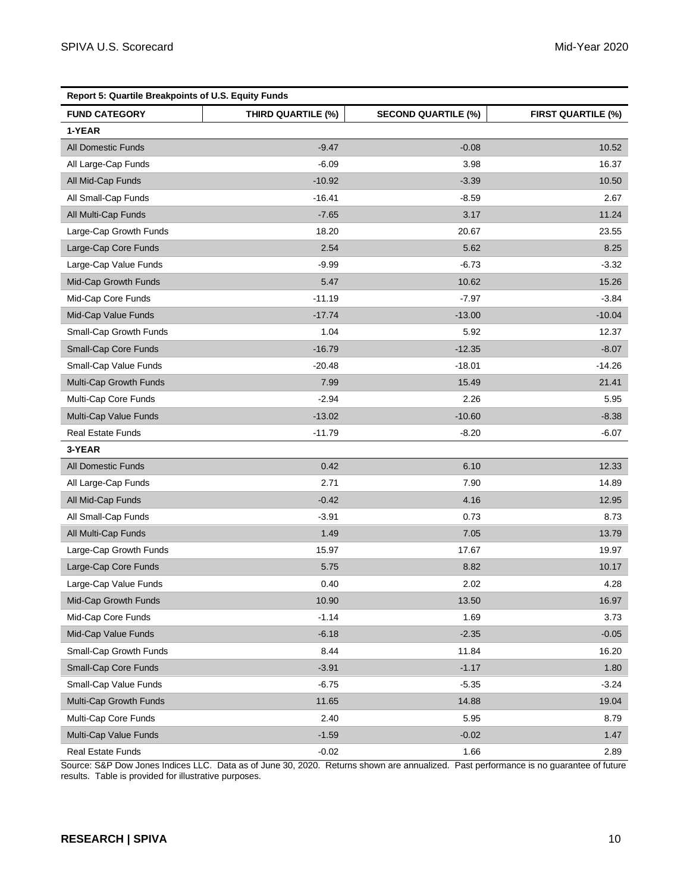| Report 5: Quartile Breakpoints of U.S. Equity Funds | | | |
|---|---|---|---|
| **FUND CATEGORY** | **THIRD QUARTILE (%)** | **SECOND QUARTILE (%)** | **FIRST QUARTILE (%)** |
| **1-YEAR** | | | |
| All Domestic Funds | -9.47 | -0.08 | 10.52 |
| All Large-Cap Funds | -6.09 | 3.98 | 16.37 |
| All Mid-Cap Funds | -10.92 | -3.39 | 10.50 |
| All Small-Cap Funds | -16.41 | -8.59 | 2.67 |
| All Multi-Cap Funds | -7.65 | 3.17 | 11.24 |
| Large-Cap Growth Funds | 18.20 | 20.67 | 23.55 |
| Large-Cap Core Funds | 2.54 | 5.62 | 8.25 |
| Large-Cap Value Funds | -9.99 | -6.73 | -3.32 |
| Mid-Cap Growth Funds | 5.47 | 10.62 | 15.26 |
| Mid-Cap Core Funds | -11.19 | -7.97 | -3.84 |
| Mid-Cap Value Funds | -17.74 | -13.00 | -10.04 |
| Small-Cap Growth Funds | 1.04 | 5.92 | 12.37 |
| Small-Cap Core Funds | -16.79 | -12.35 | -8.07 |
| Small-Cap Value Funds | -20.48 | -18.01 | -14.26 |
| Multi-Cap Growth Funds | 7.99 | 15.49 | 21.41 |
| Multi-Cap Core Funds | -2.94 | 2.26 | 5.95 |
| Multi-Cap Value Funds | -13.02 | -10.60 | -8.38 |
| Real Estate Funds | -11.79 | -8.20 | -6.07 |
| **3-YEAR** | | | |
| All Domestic Funds | 0.42 | 6.10 | 12.33 |
| All Large-Cap Funds | 2.71 | 7.90 | 14.89 |
| All Mid-Cap Funds | -0.42 | 4.16 | 12.95 |
| All Small-Cap Funds | -3.91 | 0.73 | 8.73 |
| All Multi-Cap Funds | 1.49 | 7.05 | 13.79 |
| Large-Cap Growth Funds | 15.97 | 17.67 | 19.97 |
| Large-Cap Core Funds | 5.75 | 8.82 | 10.17 |
| Large-Cap Value Funds | 0.40 | 2.02 | 4.28 |
| Mid-Cap Growth Funds | 10.90 | 13.50 | 16.97 |
| Mid-Cap Core Funds | -1.14 | 1.69 | 3.73 |
| Mid-Cap Value Funds | -6.18 | -2.35 | -0.05 |
| Small-Cap Growth Funds | 8.44 | 11.84 | 16.20 |
| Small-Cap Core Funds | -3.91 | -1.17 | 1.80 |
| Small-Cap Value Funds | -6.75 | -5.35 | -3.24 |
| Multi-Cap Growth Funds | 11.65 | 14.88 | 19.04 |
| Multi-Cap Core Funds | 2.40 | 5.95 | 8.79 |
| Multi-Cap Value Funds | -1.59 | -0.02 | 1.47 |
| Real Estate Funds | -0.02 | 1.66 | 2.89 |

Source: S&P Dow Jones Indices LLC. Data as of June 30, 2020. Returns shown are annualized. Past performance is no guarantee of future results. Table is provided for illustrative purposes.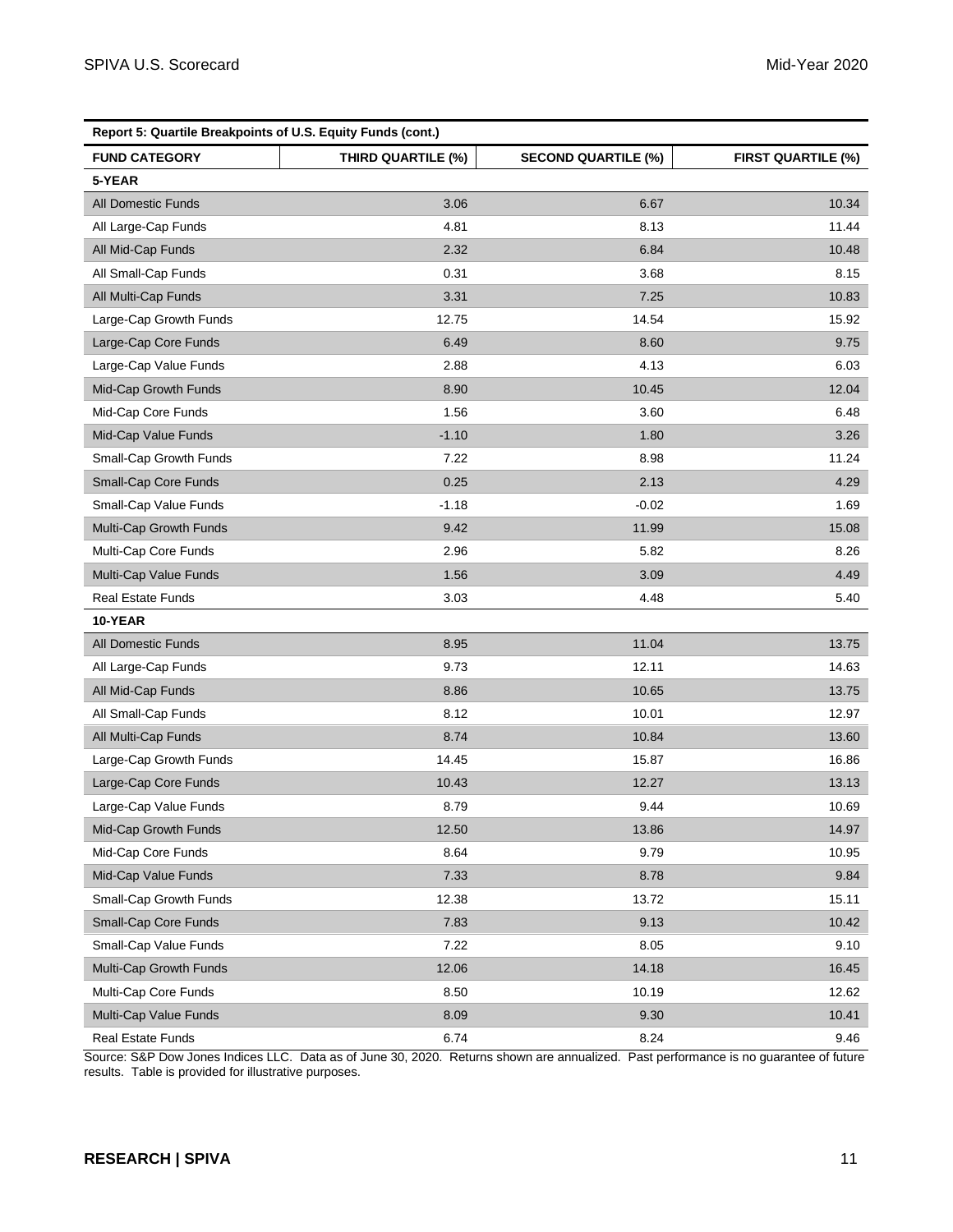**Report 5: Quartile Breakpoints of U.S. Equity Funds (cont.)**

| FUND CATEGORY | THIRD QUARTILE (%) | SECOND QUARTILE (%) | FIRST QUARTILE (%) |
|---|---|---|---|
| **5-YEAR** | | | |
| All Domestic Funds | 3.06 | 6.67 | 10.34 |
| All Large-Cap Funds | 4.81 | 8.13 | 11.44 |
| All Mid-Cap Funds | 2.32 | 6.84 | 10.48 |
| All Small-Cap Funds | 0.31 | 3.68 | 8.15 |
| All Multi-Cap Funds | 3.31 | 7.25 | 10.83 |
| Large-Cap Growth Funds | 12.75 | 14.54 | 15.92 |
| Large-Cap Core Funds | 6.49 | 8.60 | 9.75 |
| Large-Cap Value Funds | 2.88 | 4.13 | 6.03 |
| Mid-Cap Growth Funds | 8.90 | 10.45 | 12.04 |
| Mid-Cap Core Funds | 1.56 | 3.60 | 6.48 |
| Mid-Cap Value Funds | -1.10 | 1.80 | 3.26 |
| Small-Cap Growth Funds | 7.22 | 8.98 | 11.24 |
| Small-Cap Core Funds | 0.25 | 2.13 | 4.29 |
| Small-Cap Value Funds | -1.18 | -0.02 | 1.69 |
| Multi-Cap Growth Funds | 9.42 | 11.99 | 15.08 |
| Multi-Cap Core Funds | 2.96 | 5.82 | 8.26 |
| Multi-Cap Value Funds | 1.56 | 3.09 | 4.49 |
| Real Estate Funds | 3.03 | 4.48 | 5.40 |
| **10-YEAR** | | | |
| All Domestic Funds | 8.95 | 11.04 | 13.75 |
| All Large-Cap Funds | 9.73 | 12.11 | 14.63 |
| All Mid-Cap Funds | 8.86 | 10.65 | 13.75 |
| All Small-Cap Funds | 8.12 | 10.01 | 12.97 |
| All Multi-Cap Funds | 8.74 | 10.84 | 13.60 |
| Large-Cap Growth Funds | 14.45 | 15.87 | 16.86 |
| Large-Cap Core Funds | 10.43 | 12.27 | 13.13 |
| Large-Cap Value Funds | 8.79 | 9.44 | 10.69 |
| Mid-Cap Growth Funds | 12.50 | 13.86 | 14.97 |
| Mid-Cap Core Funds | 8.64 | 9.79 | 10.95 |
| Mid-Cap Value Funds | 7.33 | 8.78 | 9.84 |
| Small-Cap Growth Funds | 12.38 | 13.72 | 15.11 |
| Small-Cap Core Funds | 7.83 | 9.13 | 10.42 |
| Small-Cap Value Funds | 7.22 | 8.05 | 9.10 |
| Multi-Cap Growth Funds | 12.06 | 14.18 | 16.45 |
| Multi-Cap Core Funds | 8.50 | 10.19 | 12.62 |
| Multi-Cap Value Funds | 8.09 | 9.30 | 10.41 |
| Real Estate Funds | 6.74 | 8.24 | 9.46 |

Source: S&P Dow Jones Indices LLC. Data as of June 30, 2020. Returns shown are annualized. Past performance is no guarantee of future results. Table is provided for illustrative purposes.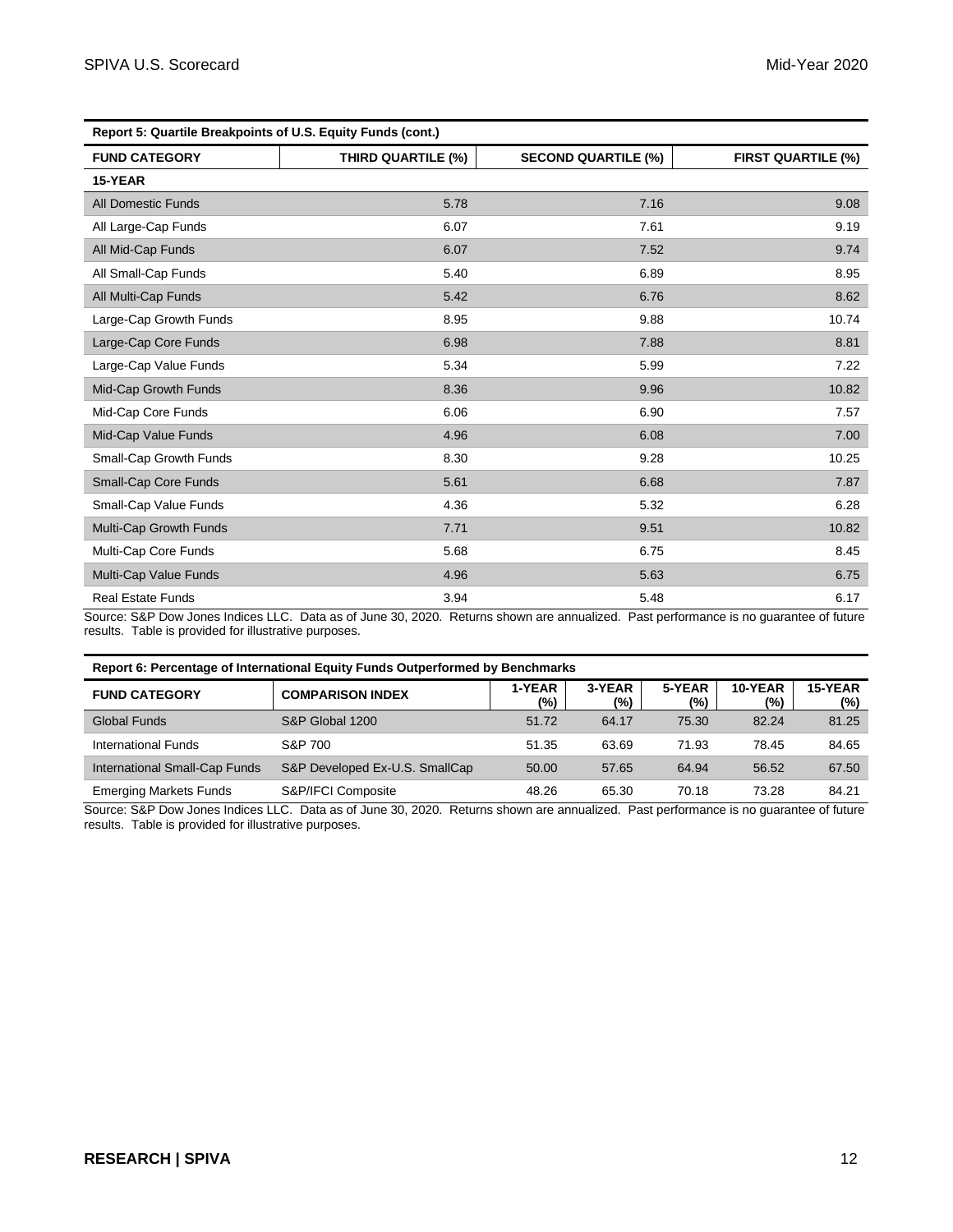| Report 5: Quartile Breakpoints of U.S. Equity Funds (cont.) | | | |
|---|---|---|---|
| **FUND CATEGORY** | **THIRD QUARTILE (%)** | **SECOND QUARTILE (%)** | **FIRST QUARTILE (%)** |
| **15-YEAR** | | | |
| All Domestic Funds | 5.78 | 7.16 | 9.08 |
| All Large-Cap Funds | 6.07 | 7.61 | 9.19 |
| All Mid-Cap Funds | 6.07 | 7.52 | 9.74 |
| All Small-Cap Funds | 5.40 | 6.89 | 8.95 |
| All Multi-Cap Funds | 5.42 | 6.76 | 8.62 |
| Large-Cap Growth Funds | 8.95 | 9.88 | 10.74 |
| Large-Cap Core Funds | 6.98 | 7.88 | 8.81 |
| Large-Cap Value Funds | 5.34 | 5.99 | 7.22 |
| Mid-Cap Growth Funds | 8.36 | 9.96 | 10.82 |
| Mid-Cap Core Funds | 6.06 | 6.90 | 7.57 |
| Mid-Cap Value Funds | 4.96 | 6.08 | 7.00 |
| Small-Cap Growth Funds | 8.30 | 9.28 | 10.25 |
| Small-Cap Core Funds | 5.61 | 6.68 | 7.87 |
| Small-Cap Value Funds | 4.36 | 5.32 | 6.28 |
| Multi-Cap Growth Funds | 7.71 | 9.51 | 10.82 |
| Multi-Cap Core Funds | 5.68 | 6.75 | 8.45 |
| Multi-Cap Value Funds | 4.96 | 5.63 | 6.75 |
| Real Estate Funds | 3.94 | 5.48 | 6.17 |

Source: S&P Dow Jones Indices LLC. Data as of June 30, 2020. Returns shown are annualized. Past performance is no guarantee of future results. Table is provided for illustrative purposes.

| Report 6: Percentage of International Equity Funds Outperformed by Benchmarks | | | | | | |
|---|---|---|---|---|---|---|
| **FUND CATEGORY** | **COMPARISON INDEX** | **1-YEAR (%)** | **3-YEAR (%)** | **5-YEAR (%)** | **10-YEAR (%)** | **15-YEAR (%)** |
| Global Funds | S&P Global 1200 | 51.72 | 64.17 | 75.30 | 82.24 | 81.25 |
| International Funds | S&P 700 | 51.35 | 63.69 | 71.93 | 78.45 | 84.65 |
| International Small-Cap Funds | S&P Developed Ex-U.S. SmallCap | 50.00 | 57.65 | 64.94 | 56.52 | 67.50 |
| Emerging Markets Funds | S&P/IFCI Composite | 48.26 | 65.30 | 70.18 | 73.28 | 84.21 |

Source: S&P Dow Jones Indices LLC. Data as of June 30, 2020. Returns shown are annualized. Past performance is no guarantee of future results. Table is provided for illustrative purposes.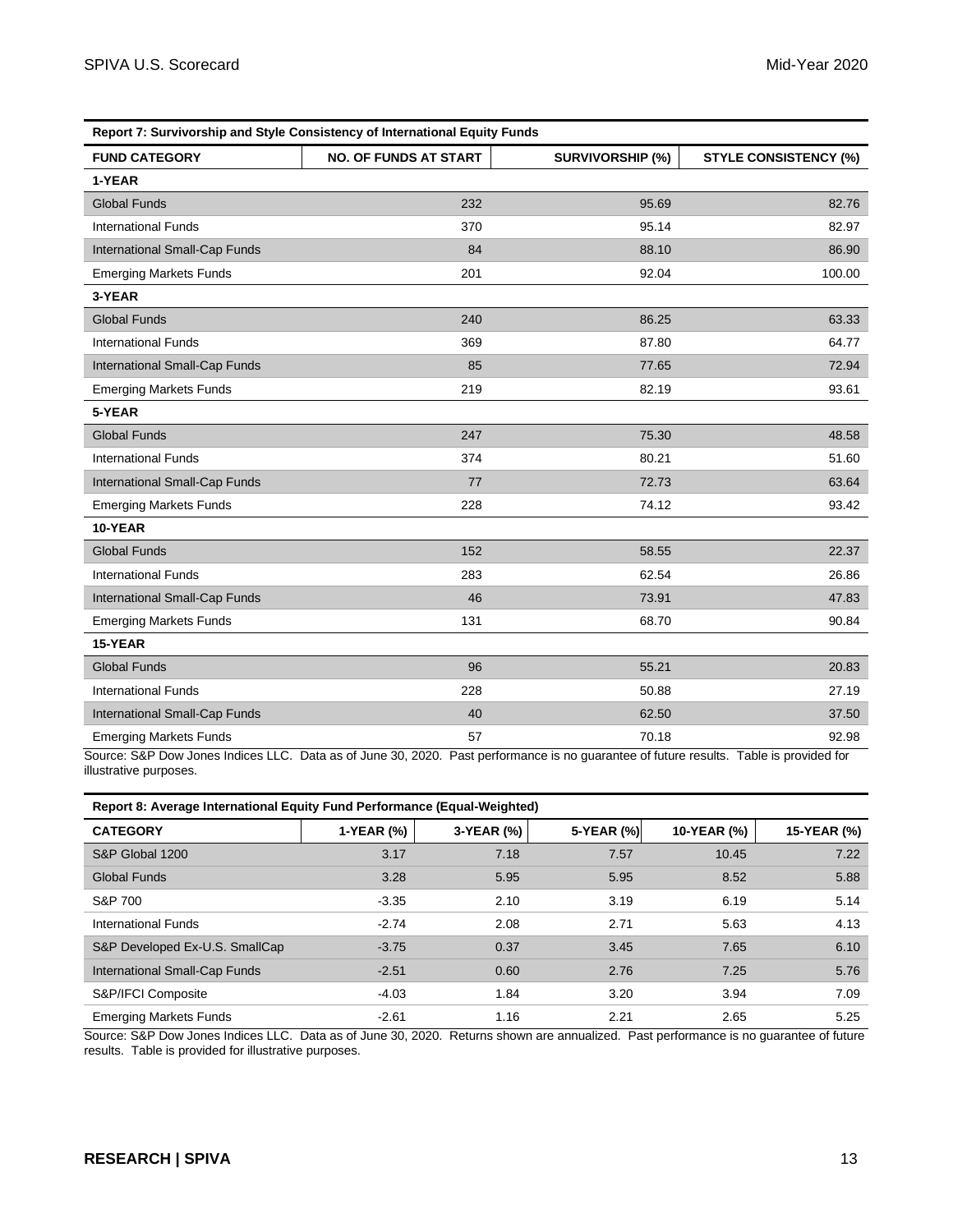| Report 7: Survivorship and Style Consistency of International Equity Funds | | | |
|---|---|---|---|
| **FUND CATEGORY** | **NO. OF FUNDS AT START** | **SURVIVORSHIP (%)** | **STYLE CONSISTENCY (%)** |
| **1-YEAR** | | | |
| Global Funds | 232 | 95.69 | 82.76 |
| International Funds | 370 | 95.14 | 82.97 |
| International Small-Cap Funds | 84 | 88.10 | 86.90 |
| Emerging Markets Funds | 201 | 92.04 | 100.00 |
| **3-YEAR** | | | |
| Global Funds | 240 | 86.25 | 63.33 |
| International Funds | 369 | 87.80 | 64.77 |
| International Small-Cap Funds | 85 | 77.65 | 72.94 |
| Emerging Markets Funds | 219 | 82.19 | 93.61 |
| **5-YEAR** | | | |
| Global Funds | 247 | 75.30 | 48.58 |
| International Funds | 374 | 80.21 | 51.60 |
| International Small-Cap Funds | 77 | 72.73 | 63.64 |
| Emerging Markets Funds | 228 | 74.12 | 93.42 |
| **10-YEAR** | | | |
| Global Funds | 152 | 58.55 | 22.37 |
| International Funds | 283 | 62.54 | 26.86 |
| International Small-Cap Funds | 46 | 73.91 | 47.83 |
| Emerging Markets Funds | 131 | 68.70 | 90.84 |
| **15-YEAR** | | | |
| Global Funds | 96 | 55.21 | 20.83 |
| International Funds | 228 | 50.88 | 27.19 |
| International Small-Cap Funds | 40 | 62.50 | 37.50 |
| Emerging Markets Funds | 57 | 70.18 | 92.98 |

Source: S&P Dow Jones Indices LLC. Data as of June 30, 2020. Past performance is no guarantee of future results. Table is provided for illustrative purposes.

| Report 8: Average International Equity Fund Performance (Equal-Weighted) | | | | | |
|---|---|---|---|---|---|
| **CATEGORY** | **1-YEAR (%)** | **3-YEAR (%)** | **5-YEAR (%)** | **10-YEAR (%)** | **15-YEAR (%)** |
| S&P Global 1200 | 3.17 | 7.18 | 7.57 | 10.45 | 7.22 |
| Global Funds | 3.28 | 5.95 | 5.95 | 8.52 | 5.88 |
| S&P 700 | -3.35 | 2.10 | 3.19 | 6.19 | 5.14 |
| International Funds | -2.74 | 2.08 | 2.71 | 5.63 | 4.13 |
| S&P Developed Ex-U.S. SmallCap | -3.75 | 0.37 | 3.45 | 7.65 | 6.10 |
| International Small-Cap Funds | -2.51 | 0.60 | 2.76 | 7.25 | 5.76 |
| S&P/IFCI Composite | -4.03 | 1.84 | 3.20 | 3.94 | 7.09 |
| Emerging Markets Funds | -2.61 | 1.16 | 2.21 | 2.65 | 5.25 |

Source: S&P Dow Jones Indices LLC. Data as of June 30, 2020. Returns shown are annualized. Past performance is no guarantee of future results. Table is provided for illustrative purposes.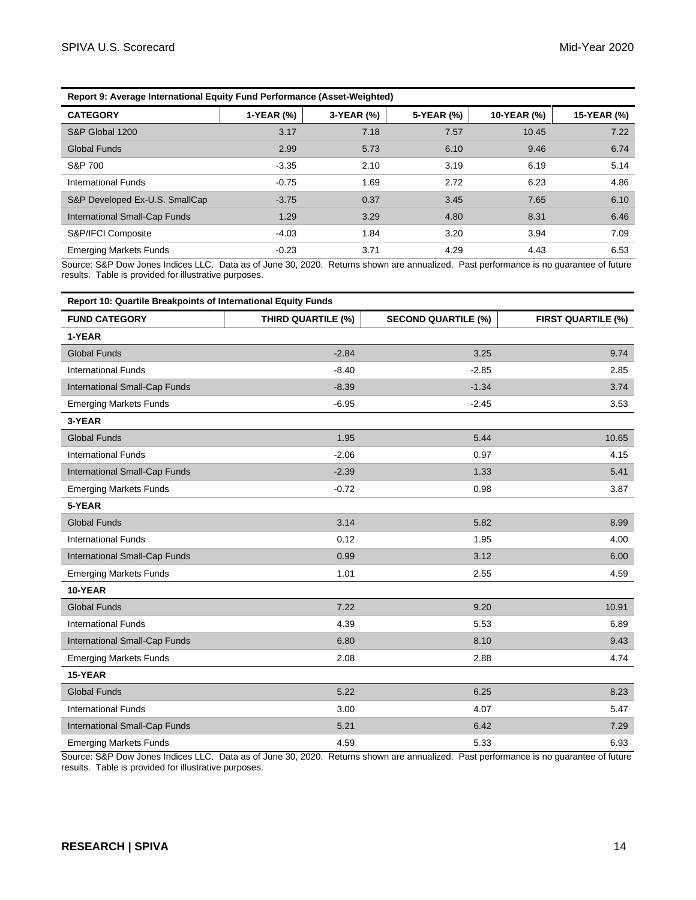**Report 9: Average International Equity Fund Performance (Asset-Weighted)**

| CATEGORY | 1-YEAR (%) | 3-YEAR (%) | 5-YEAR (%) | 10-YEAR (%) | 15-YEAR (%) |
|---|---|---|---|---|---|
| S&P Global 1200 | 3.17 | 7.18 | 7.57 | 10.45 | 7.22 |
| Global Funds | 2.99 | 5.73 | 6.10 | 9.46 | 6.74 |
| S&P 700 | -3.35 | 2.10 | 3.19 | 6.19 | 5.14 |
| International Funds | -0.75 | 1.69 | 2.72 | 6.23 | 4.86 |
| S&P Developed Ex-U.S. SmallCap | -3.75 | 0.37 | 3.45 | 7.65 | 6.10 |
| International Small-Cap Funds | 1.29 | 3.29 | 4.80 | 8.31 | 6.46 |
| S&P/IFCI Composite | -4.03 | 1.84 | 3.20 | 3.94 | 7.09 |
| Emerging Markets Funds | -0.23 | 3.71 | 4.29 | 4.43 | 6.53 |

Source: S&P Dow Jones Indices LLC. Data as of June 30, 2020. Returns shown are annualized. Past performance is no guarantee of future results. Table is provided for illustrative purposes.

**Report 10: Quartile Breakpoints of International Equity Funds**

| FUND CATEGORY | THIRD QUARTILE (%) | SECOND QUARTILE (%) | FIRST QUARTILE (%) |
|---|---|---|---|
| **1-YEAR** | | | |
| Global Funds | -2.84 | 3.25 | 9.74 |
| International Funds | -8.40 | -2.85 | 2.85 |
| International Small-Cap Funds | -8.39 | -1.34 | 3.74 |
| Emerging Markets Funds | -6.95 | -2.45 | 3.53 |
| **3-YEAR** | | | |
| Global Funds | 1.95 | 5.44 | 10.65 |
| International Funds | -2.06 | 0.97 | 4.15 |
| International Small-Cap Funds | -2.39 | 1.33 | 5.41 |
| Emerging Markets Funds | -0.72 | 0.98 | 3.87 |
| **5-YEAR** | | | |
| Global Funds | 3.14 | 5.82 | 8.99 |
| International Funds | 0.12 | 1.95 | 4.00 |
| International Small-Cap Funds | 0.99 | 3.12 | 6.00 |
| Emerging Markets Funds | 1.01 | 2.55 | 4.59 |
| **10-YEAR** | | | |
| Global Funds | 7.22 | 9.20 | 10.91 |
| International Funds | 4.39 | 5.53 | 6.89 |
| International Small-Cap Funds | 6.80 | 8.10 | 9.43 |
| Emerging Markets Funds | 2.08 | 2.88 | 4.74 |
| **15-YEAR** | | | |
| Global Funds | 5.22 | 6.25 | 8.23 |
| International Funds | 3.00 | 4.07 | 5.47 |
| International Small-Cap Funds | 5.21 | 6.42 | 7.29 |
| Emerging Markets Funds | 4.59 | 5.33 | 6.93 |

Source: S&P Dow Jones Indices LLC. Data as of June 30, 2020. Returns shown are annualized. Past performance is no guarantee of future results. Table is provided for illustrative purposes.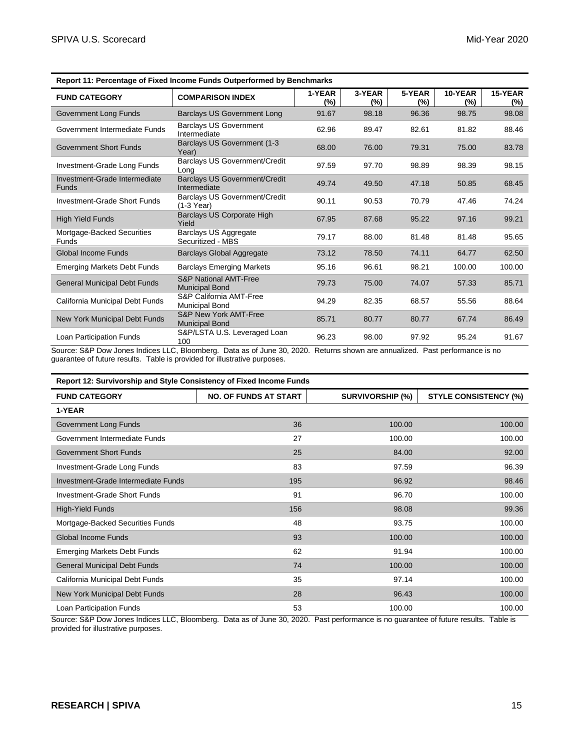**Report 11: Percentage of Fixed Income Funds Outperformed by Benchmarks**

| FUND CATEGORY | COMPARISON INDEX | 1-YEAR (%) | 3-YEAR (%) | 5-YEAR (%) | 10-YEAR (%) | 15-YEAR (%) |
|---|---|---|---|---|---|---|
| Government Long Funds | Barclays US Government Long | 91.67 | 98.18 | 96.36 | 98.75 | 98.08 |
| Government Intermediate Funds | Barclays US Government Intermediate | 62.96 | 89.47 | 82.61 | 81.82 | 88.46 |
| Government Short Funds | Barclays US Government (1-3 Year) | 68.00 | 76.00 | 79.31 | 75.00 | 83.78 |
| Investment-Grade Long Funds | Barclays US Government/Credit Long | 97.59 | 97.70 | 98.89 | 98.39 | 98.15 |
| Investment-Grade Intermediate Funds | Barclays US Government/Credit Intermediate | 49.74 | 49.50 | 47.18 | 50.85 | 68.45 |
| Investment-Grade Short Funds | Barclays US Government/Credit (1-3 Year) | 90.11 | 90.53 | 70.79 | 47.46 | 74.24 |
| High Yield Funds | Barclays US Corporate High Yield | 67.95 | 87.68 | 95.22 | 97.16 | 99.21 |
| Mortgage-Backed Securities Funds | Barclays US Aggregate Securitized - MBS | 79.17 | 88.00 | 81.48 | 81.48 | 95.65 |
| Global Income Funds | Barclays Global Aggregate | 73.12 | 78.50 | 74.11 | 64.77 | 62.50 |
| Emerging Markets Debt Funds | Barclays Emerging Markets | 95.16 | 96.61 | 98.21 | 100.00 | 100.00 |
| General Municipal Debt Funds | S&P National AMT-Free Municipal Bond | 79.73 | 75.00 | 74.07 | 57.33 | 85.71 |
| California Municipal Debt Funds | S&P California AMT-Free Municipal Bond | 94.29 | 82.35 | 68.57 | 55.56 | 88.64 |
| New York Municipal Debt Funds | S&P New York AMT-Free Municipal Bond | 85.71 | 80.77 | 80.77 | 67.74 | 86.49 |
| Loan Participation Funds | S&P/LSTA U.S. Leveraged Loan 100 | 96.23 | 98.00 | 97.92 | 95.24 | 91.67 |

Source: S&P Dow Jones Indices LLC, Bloomberg. Data as of June 30, 2020. Returns shown are annualized. Past performance is no guarantee of future results. Table is provided for illustrative purposes.

**Report 12: Survivorship and Style Consistency of Fixed Income Funds**

| FUND CATEGORY | NO. OF FUNDS AT START | SURVIVORSHIP (%) | STYLE CONSISTENCY (%) |
|---|---|---|---|
| **1-YEAR** | | | |
| Government Long Funds | 36 | 100.00 | 100.00 |
| Government Intermediate Funds | 27 | 100.00 | 100.00 |
| Government Short Funds | 25 | 84.00 | 92.00 |
| Investment-Grade Long Funds | 83 | 97.59 | 96.39 |
| Investment-Grade Intermediate Funds | 195 | 96.92 | 98.46 |
| Investment-Grade Short Funds | 91 | 96.70 | 100.00 |
| High-Yield Funds | 156 | 98.08 | 99.36 |
| Mortgage-Backed Securities Funds | 48 | 93.75 | 100.00 |
| Global Income Funds | 93 | 100.00 | 100.00 |
| Emerging Markets Debt Funds | 62 | 91.94 | 100.00 |
| General Municipal Debt Funds | 74 | 100.00 | 100.00 |
| California Municipal Debt Funds | 35 | 97.14 | 100.00 |
| New York Municipal Debt Funds | 28 | 96.43 | 100.00 |
| Loan Participation Funds | 53 | 100.00 | 100.00 |

Source: S&P Dow Jones Indices LLC, Bloomberg. Data as of June 30, 2020. Past performance is no guarantee of future results. Table is provided for illustrative purposes.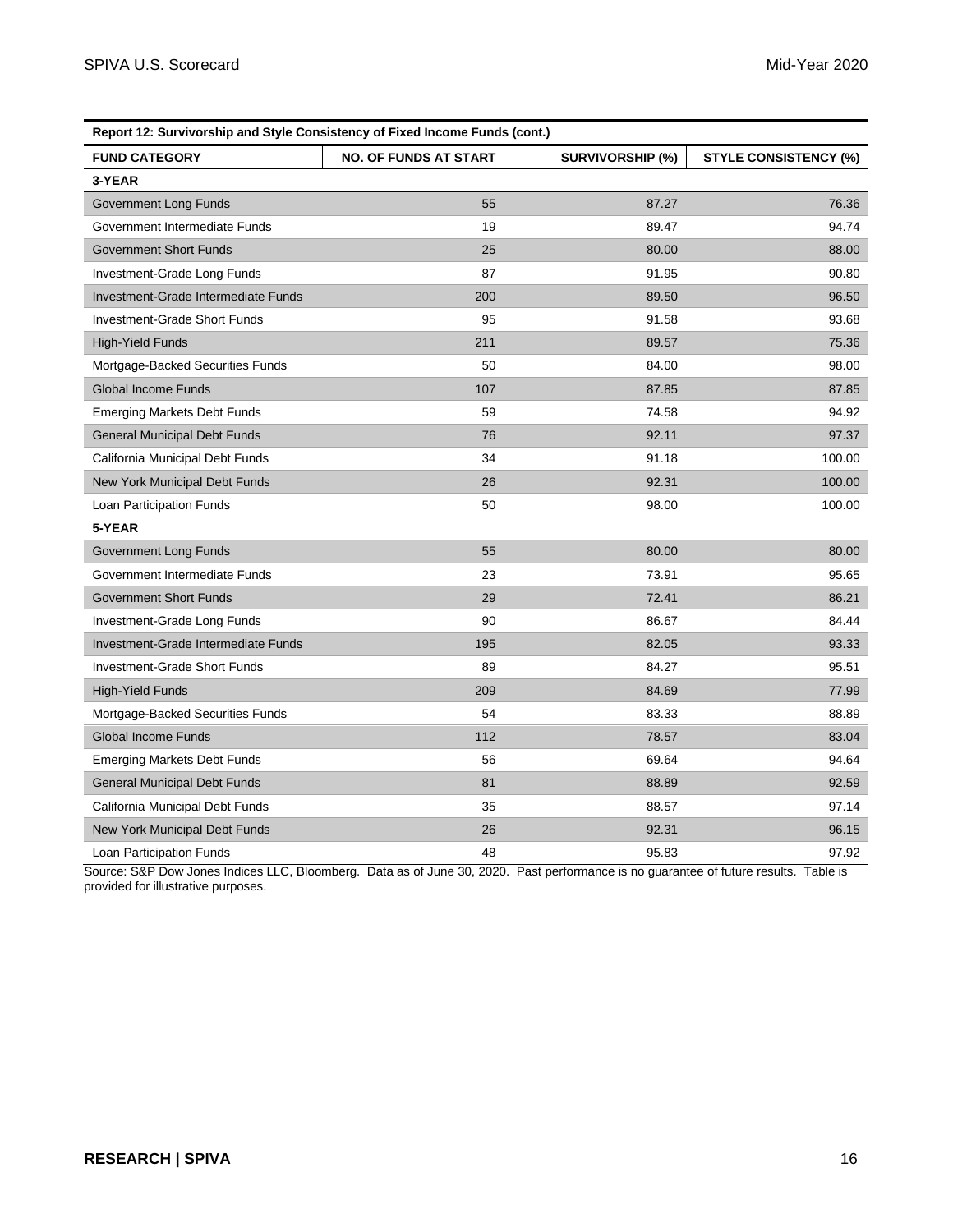**Report 12: Survivorship and Style Consistency of Fixed Income Funds (cont.)**

| FUND CATEGORY | NO. OF FUNDS AT START | SURVIVORSHIP (%) | STYLE CONSISTENCY (%) |
|---|---|---|---|
| **3-YEAR** | | | |
| Government Long Funds | 55 | 87.27 | 76.36 |
| Government Intermediate Funds | 19 | 89.47 | 94.74 |
| Government Short Funds | 25 | 80.00 | 88.00 |
| Investment-Grade Long Funds | 87 | 91.95 | 90.80 |
| Investment-Grade Intermediate Funds | 200 | 89.50 | 96.50 |
| Investment-Grade Short Funds | 95 | 91.58 | 93.68 |
| High-Yield Funds | 211 | 89.57 | 75.36 |
| Mortgage-Backed Securities Funds | 50 | 84.00 | 98.00 |
| Global Income Funds | 107 | 87.85 | 87.85 |
| Emerging Markets Debt Funds | 59 | 74.58 | 94.92 |
| General Municipal Debt Funds | 76 | 92.11 | 97.37 |
| California Municipal Debt Funds | 34 | 91.18 | 100.00 |
| New York Municipal Debt Funds | 26 | 92.31 | 100.00 |
| Loan Participation Funds | 50 | 98.00 | 100.00 |
| **5-YEAR** | | | |
| Government Long Funds | 55 | 80.00 | 80.00 |
| Government Intermediate Funds | 23 | 73.91 | 95.65 |
| Government Short Funds | 29 | 72.41 | 86.21 |
| Investment-Grade Long Funds | 90 | 86.67 | 84.44 |
| Investment-Grade Intermediate Funds | 195 | 82.05 | 93.33 |
| Investment-Grade Short Funds | 89 | 84.27 | 95.51 |
| High-Yield Funds | 209 | 84.69 | 77.99 |
| Mortgage-Backed Securities Funds | 54 | 83.33 | 88.89 |
| Global Income Funds | 112 | 78.57 | 83.04 |
| Emerging Markets Debt Funds | 56 | 69.64 | 94.64 |
| General Municipal Debt Funds | 81 | 88.89 | 92.59 |
| California Municipal Debt Funds | 35 | 88.57 | 97.14 |
| New York Municipal Debt Funds | 26 | 92.31 | 96.15 |
| Loan Participation Funds | 48 | 95.83 | 97.92 |

Source: S&P Dow Jones Indices LLC, Bloomberg. Data as of June 30, 2020. Past performance is no guarantee of future results. Table is provided for illustrative purposes.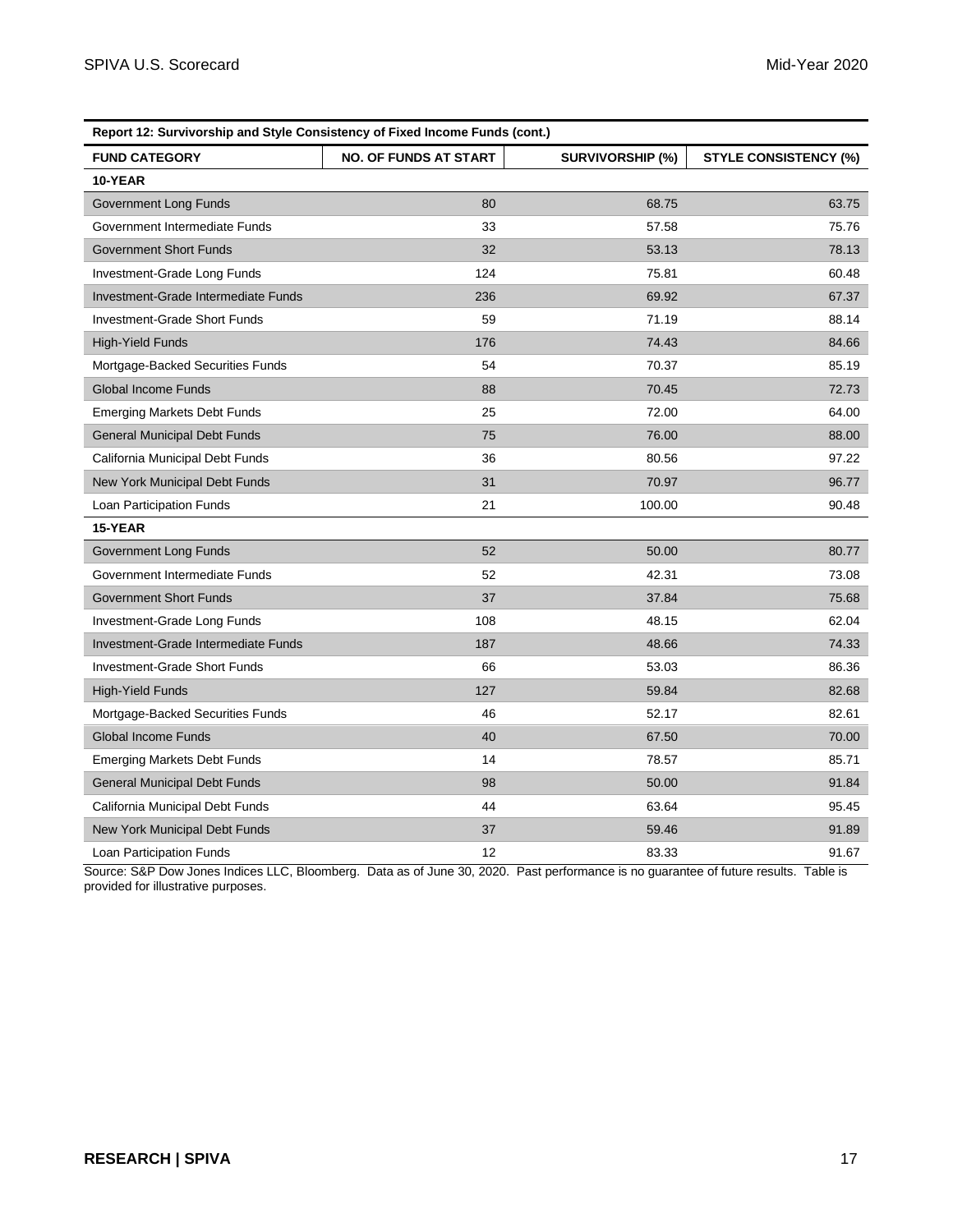**Report 12: Survivorship and Style Consistency of Fixed Income Funds (cont.)**

| FUND CATEGORY | NO. OF FUNDS AT START | SURVIVORSHIP (%) | STYLE CONSISTENCY (%) |
|---|---|---|---|
| **10-YEAR** | | | |
| Government Long Funds | 80 | 68.75 | 63.75 |
| Government Intermediate Funds | 33 | 57.58 | 75.76 |
| Government Short Funds | 32 | 53.13 | 78.13 |
| Investment-Grade Long Funds | 124 | 75.81 | 60.48 |
| Investment-Grade Intermediate Funds | 236 | 69.92 | 67.37 |
| Investment-Grade Short Funds | 59 | 71.19 | 88.14 |
| High-Yield Funds | 176 | 74.43 | 84.66 |
| Mortgage-Backed Securities Funds | 54 | 70.37 | 85.19 |
| Global Income Funds | 88 | 70.45 | 72.73 |
| Emerging Markets Debt Funds | 25 | 72.00 | 64.00 |
| General Municipal Debt Funds | 75 | 76.00 | 88.00 |
| California Municipal Debt Funds | 36 | 80.56 | 97.22 |
| New York Municipal Debt Funds | 31 | 70.97 | 96.77 |
| Loan Participation Funds | 21 | 100.00 | 90.48 |
| **15-YEAR** | | | |
| Government Long Funds | 52 | 50.00 | 80.77 |
| Government Intermediate Funds | 52 | 42.31 | 73.08 |
| Government Short Funds | 37 | 37.84 | 75.68 |
| Investment-Grade Long Funds | 108 | 48.15 | 62.04 |
| Investment-Grade Intermediate Funds | 187 | 48.66 | 74.33 |
| Investment-Grade Short Funds | 66 | 53.03 | 86.36 |
| High-Yield Funds | 127 | 59.84 | 82.68 |
| Mortgage-Backed Securities Funds | 46 | 52.17 | 82.61 |
| Global Income Funds | 40 | 67.50 | 70.00 |
| Emerging Markets Debt Funds | 14 | 78.57 | 85.71 |
| General Municipal Debt Funds | 98 | 50.00 | 91.84 |
| California Municipal Debt Funds | 44 | 63.64 | 95.45 |
| New York Municipal Debt Funds | 37 | 59.46 | 91.89 |
| Loan Participation Funds | 12 | 83.33 | 91.67 |

Source: S&P Dow Jones Indices LLC, Bloomberg. Data as of June 30, 2020. Past performance is no guarantee of future results. Table is provided for illustrative purposes.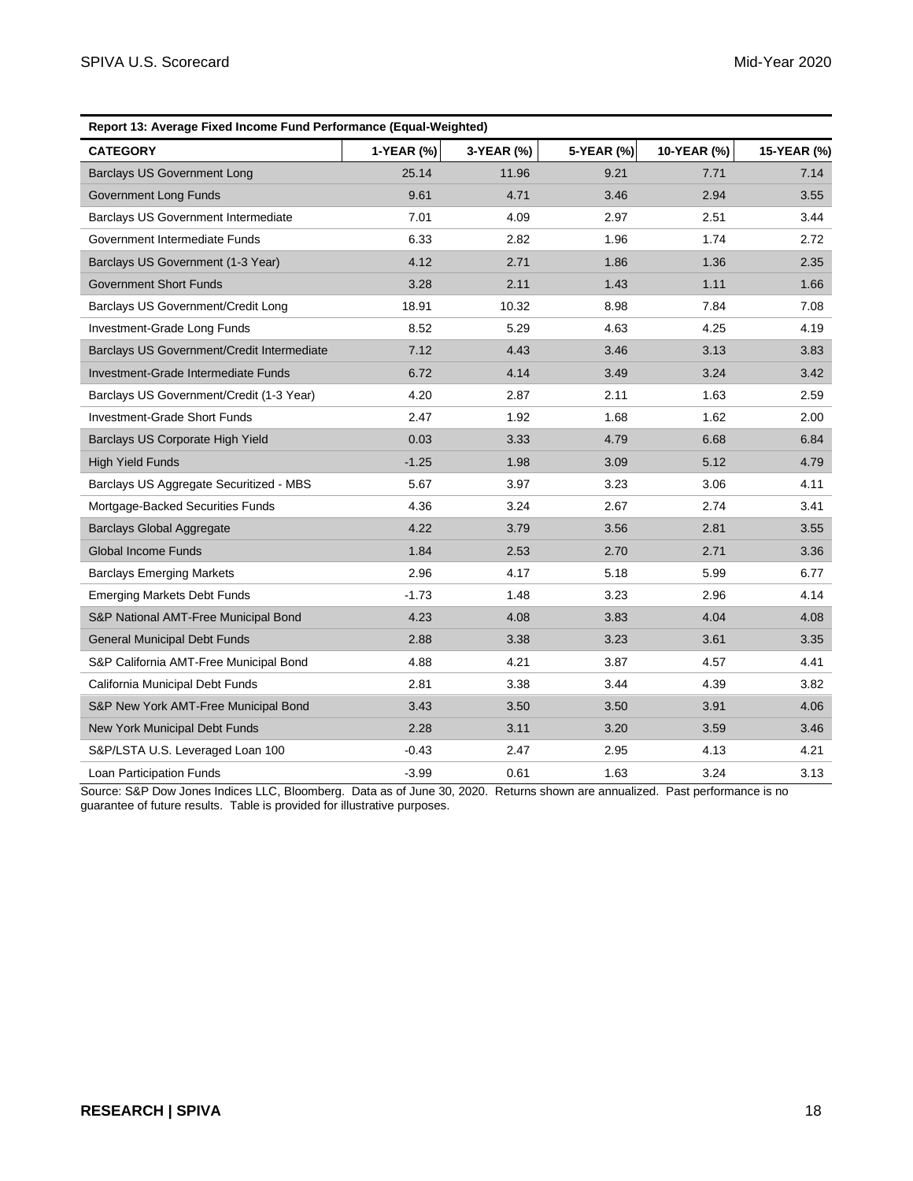**Report 13: Average Fixed Income Fund Performance (Equal-Weighted)**

| CATEGORY | 1-YEAR (%) | 3-YEAR (%) | 5-YEAR (%) | 10-YEAR (%) | 15-YEAR (%) |
|---|---|---|---|---|---|
| Barclays US Government Long | 25.14 | 11.96 | 9.21 | 7.71 | 7.14 |
| Government Long Funds | 9.61 | 4.71 | 3.46 | 2.94 | 3.55 |
| Barclays US Government Intermediate | 7.01 | 4.09 | 2.97 | 2.51 | 3.44 |
| Government Intermediate Funds | 6.33 | 2.82 | 1.96 | 1.74 | 2.72 |
| Barclays US Government (1-3 Year) | 4.12 | 2.71 | 1.86 | 1.36 | 2.35 |
| Government Short Funds | 3.28 | 2.11 | 1.43 | 1.11 | 1.66 |
| Barclays US Government/Credit Long | 18.91 | 10.32 | 8.98 | 7.84 | 7.08 |
| Investment-Grade Long Funds | 8.52 | 5.29 | 4.63 | 4.25 | 4.19 |
| Barclays US Government/Credit Intermediate | 7.12 | 4.43 | 3.46 | 3.13 | 3.83 |
| Investment-Grade Intermediate Funds | 6.72 | 4.14 | 3.49 | 3.24 | 3.42 |
| Barclays US Government/Credit (1-3 Year) | 4.20 | 2.87 | 2.11 | 1.63 | 2.59 |
| Investment-Grade Short Funds | 2.47 | 1.92 | 1.68 | 1.62 | 2.00 |
| Barclays US Corporate High Yield | 0.03 | 3.33 | 4.79 | 6.68 | 6.84 |
| High Yield Funds | -1.25 | 1.98 | 3.09 | 5.12 | 4.79 |
| Barclays US Aggregate Securitized - MBS | 5.67 | 3.97 | 3.23 | 3.06 | 4.11 |
| Mortgage-Backed Securities Funds | 4.36 | 3.24 | 2.67 | 2.74 | 3.41 |
| Barclays Global Aggregate | 4.22 | 3.79 | 3.56 | 2.81 | 3.55 |
| Global Income Funds | 1.84 | 2.53 | 2.70 | 2.71 | 3.36 |
| Barclays Emerging Markets | 2.96 | 4.17 | 5.18 | 5.99 | 6.77 |
| Emerging Markets Debt Funds | -1.73 | 1.48 | 3.23 | 2.96 | 4.14 |
| S&P National AMT-Free Municipal Bond | 4.23 | 4.08 | 3.83 | 4.04 | 4.08 |
| General Municipal Debt Funds | 2.88 | 3.38 | 3.23 | 3.61 | 3.35 |
| S&P California AMT-Free Municipal Bond | 4.88 | 4.21 | 3.87 | 4.57 | 4.41 |
| California Municipal Debt Funds | 2.81 | 3.38 | 3.44 | 4.39 | 3.82 |
| S&P New York AMT-Free Municipal Bond | 3.43 | 3.50 | 3.50 | 3.91 | 4.06 |
| New York Municipal Debt Funds | 2.28 | 3.11 | 3.20 | 3.59 | 3.46 |
| S&P/LSTA U.S. Leveraged Loan 100 | -0.43 | 2.47 | 2.95 | 4.13 | 4.21 |
| Loan Participation Funds | -3.99 | 0.61 | 1.63 | 3.24 | 3.13 |

Source: S&P Dow Jones Indices LLC, Bloomberg. Data as of June 30, 2020. Returns shown are annualized. Past performance is no guarantee of future results. Table is provided for illustrative purposes.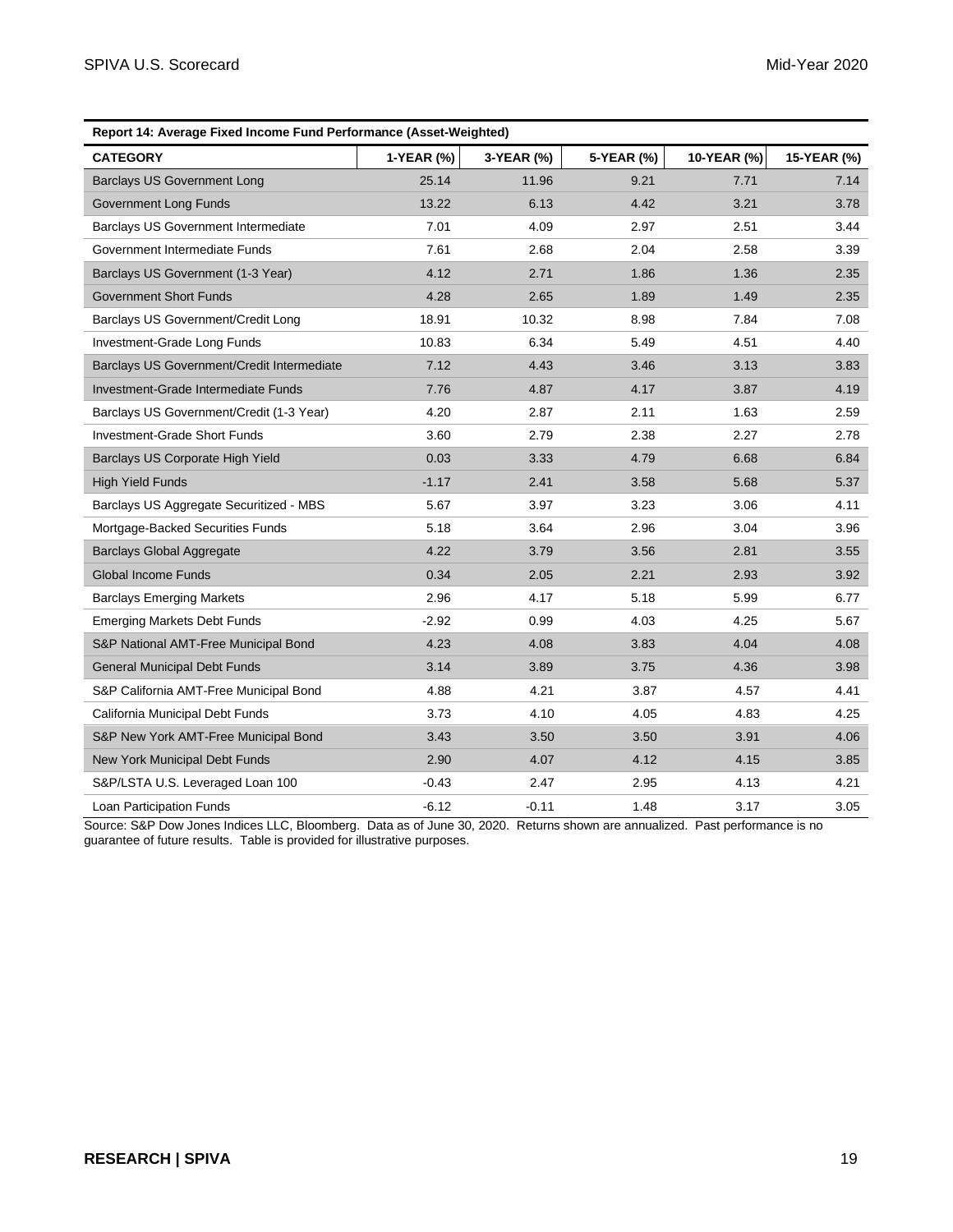**Report 14: Average Fixed Income Fund Performance (Asset-Weighted)**

| CATEGORY | 1-YEAR (%) | 3-YEAR (%) | 5-YEAR (%) | 10-YEAR (%) | 15-YEAR (%) |
|---|---|---|---|---|---|
| Barclays US Government Long | 25.14 | 11.96 | 9.21 | 7.71 | 7.14 |
| Government Long Funds | 13.22 | 6.13 | 4.42 | 3.21 | 3.78 |
| Barclays US Government Intermediate | 7.01 | 4.09 | 2.97 | 2.51 | 3.44 |
| Government Intermediate Funds | 7.61 | 2.68 | 2.04 | 2.58 | 3.39 |
| Barclays US Government (1-3 Year) | 4.12 | 2.71 | 1.86 | 1.36 | 2.35 |
| Government Short Funds | 4.28 | 2.65 | 1.89 | 1.49 | 2.35 |
| Barclays US Government/Credit Long | 18.91 | 10.32 | 8.98 | 7.84 | 7.08 |
| Investment-Grade Long Funds | 10.83 | 6.34 | 5.49 | 4.51 | 4.40 |
| Barclays US Government/Credit Intermediate | 7.12 | 4.43 | 3.46 | 3.13 | 3.83 |
| Investment-Grade Intermediate Funds | 7.76 | 4.87 | 4.17 | 3.87 | 4.19 |
| Barclays US Government/Credit (1-3 Year) | 4.20 | 2.87 | 2.11 | 1.63 | 2.59 |
| Investment-Grade Short Funds | 3.60 | 2.79 | 2.38 | 2.27 | 2.78 |
| Barclays US Corporate High Yield | 0.03 | 3.33 | 4.79 | 6.68 | 6.84 |
| High Yield Funds | -1.17 | 2.41 | 3.58 | 5.68 | 5.37 |
| Barclays US Aggregate Securitized - MBS | 5.67 | 3.97 | 3.23 | 3.06 | 4.11 |
| Mortgage-Backed Securities Funds | 5.18 | 3.64 | 2.96 | 3.04 | 3.96 |
| Barclays Global Aggregate | 4.22 | 3.79 | 3.56 | 2.81 | 3.55 |
| Global Income Funds | 0.34 | 2.05 | 2.21 | 2.93 | 3.92 |
| Barclays Emerging Markets | 2.96 | 4.17 | 5.18 | 5.99 | 6.77 |
| Emerging Markets Debt Funds | -2.92 | 0.99 | 4.03 | 4.25 | 5.67 |
| S&P National AMT-Free Municipal Bond | 4.23 | 4.08 | 3.83 | 4.04 | 4.08 |
| General Municipal Debt Funds | 3.14 | 3.89 | 3.75 | 4.36 | 3.98 |
| S&P California AMT-Free Municipal Bond | 4.88 | 4.21 | 3.87 | 4.57 | 4.41 |
| California Municipal Debt Funds | 3.73 | 4.10 | 4.05 | 4.83 | 4.25 |
| S&P New York AMT-Free Municipal Bond | 3.43 | 3.50 | 3.50 | 3.91 | 4.06 |
| New York Municipal Debt Funds | 2.90 | 4.07 | 4.12 | 4.15 | 3.85 |
| S&P/LSTA U.S. Leveraged Loan 100 | -0.43 | 2.47 | 2.95 | 4.13 | 4.21 |
| Loan Participation Funds | -6.12 | -0.11 | 1.48 | 3.17 | 3.05 |

Source: S&P Dow Jones Indices LLC, Bloomberg. Data as of June 30, 2020. Returns shown are annualized. Past performance is no guarantee of future results. Table is provided for illustrative purposes.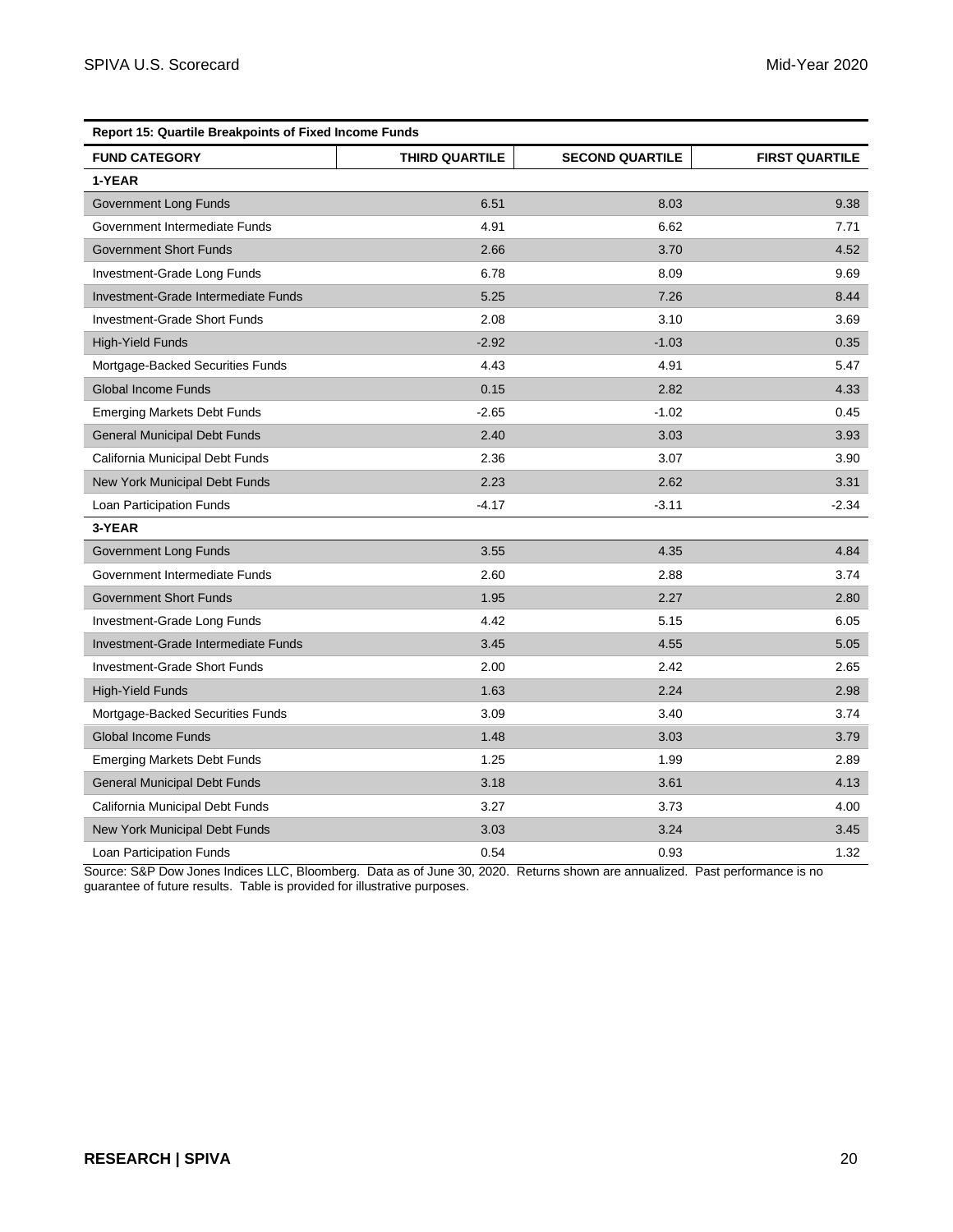**Report 15: Quartile Breakpoints of Fixed Income Funds**

| FUND CATEGORY | THIRD QUARTILE | SECOND QUARTILE | FIRST QUARTILE |
|---|---|---|---|
| **1-YEAR** | | | |
| Government Long Funds | 6.51 | 8.03 | 9.38 |
| Government Intermediate Funds | 4.91 | 6.62 | 7.71 |
| Government Short Funds | 2.66 | 3.70 | 4.52 |
| Investment-Grade Long Funds | 6.78 | 8.09 | 9.69 |
| Investment-Grade Intermediate Funds | 5.25 | 7.26 | 8.44 |
| Investment-Grade Short Funds | 2.08 | 3.10 | 3.69 |
| High-Yield Funds | -2.92 | -1.03 | 0.35 |
| Mortgage-Backed Securities Funds | 4.43 | 4.91 | 5.47 |
| Global Income Funds | 0.15 | 2.82 | 4.33 |
| Emerging Markets Debt Funds | -2.65 | -1.02 | 0.45 |
| General Municipal Debt Funds | 2.40 | 3.03 | 3.93 |
| California Municipal Debt Funds | 2.36 | 3.07 | 3.90 |
| New York Municipal Debt Funds | 2.23 | 2.62 | 3.31 |
| Loan Participation Funds | -4.17 | -3.11 | -2.34 |
| **3-YEAR** | | | |
| Government Long Funds | 3.55 | 4.35 | 4.84 |
| Government Intermediate Funds | 2.60 | 2.88 | 3.74 |
| Government Short Funds | 1.95 | 2.27 | 2.80 |
| Investment-Grade Long Funds | 4.42 | 5.15 | 6.05 |
| Investment-Grade Intermediate Funds | 3.45 | 4.55 | 5.05 |
| Investment-Grade Short Funds | 2.00 | 2.42 | 2.65 |
| High-Yield Funds | 1.63 | 2.24 | 2.98 |
| Mortgage-Backed Securities Funds | 3.09 | 3.40 | 3.74 |
| Global Income Funds | 1.48 | 3.03 | 3.79 |
| Emerging Markets Debt Funds | 1.25 | 1.99 | 2.89 |
| General Municipal Debt Funds | 3.18 | 3.61 | 4.13 |
| California Municipal Debt Funds | 3.27 | 3.73 | 4.00 |
| New York Municipal Debt Funds | 3.03 | 3.24 | 3.45 |
| Loan Participation Funds | 0.54 | 0.93 | 1.32 |

Source: S&P Dow Jones Indices LLC, Bloomberg. Data as of June 30, 2020. Returns shown are annualized. Past performance is no guarantee of future results. Table is provided for illustrative purposes.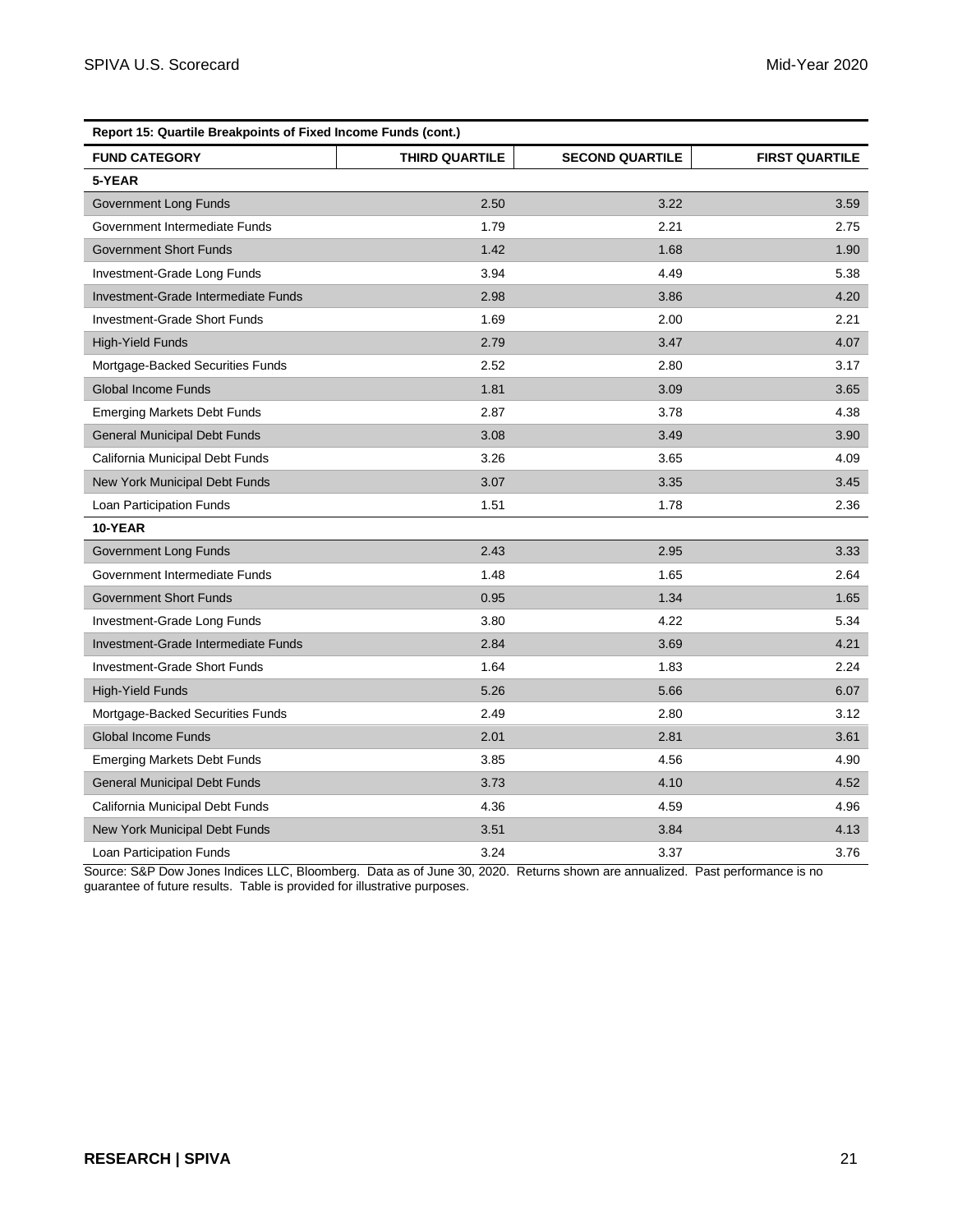| Report 15: Quartile Breakpoints of Fixed Income Funds (cont.) | | | |
|---|---|---|---|
| **FUND CATEGORY** | **THIRD QUARTILE** | **SECOND QUARTILE** | **FIRST QUARTILE** |
| **5-YEAR** | | | |
| Government Long Funds | 2.50 | 3.22 | 3.59 |
| Government Intermediate Funds | 1.79 | 2.21 | 2.75 |
| Government Short Funds | 1.42 | 1.68 | 1.90 |
| Investment-Grade Long Funds | 3.94 | 4.49 | 5.38 |
| Investment-Grade Intermediate Funds | 2.98 | 3.86 | 4.20 |
| Investment-Grade Short Funds | 1.69 | 2.00 | 2.21 |
| High-Yield Funds | 2.79 | 3.47 | 4.07 |
| Mortgage-Backed Securities Funds | 2.52 | 2.80 | 3.17 |
| Global Income Funds | 1.81 | 3.09 | 3.65 |
| Emerging Markets Debt Funds | 2.87 | 3.78 | 4.38 |
| General Municipal Debt Funds | 3.08 | 3.49 | 3.90 |
| California Municipal Debt Funds | 3.26 | 3.65 | 4.09 |
| New York Municipal Debt Funds | 3.07 | 3.35 | 3.45 |
| Loan Participation Funds | 1.51 | 1.78 | 2.36 |
| **10-YEAR** | | | |
| Government Long Funds | 2.43 | 2.95 | 3.33 |
| Government Intermediate Funds | 1.48 | 1.65 | 2.64 |
| Government Short Funds | 0.95 | 1.34 | 1.65 |
| Investment-Grade Long Funds | 3.80 | 4.22 | 5.34 |
| Investment-Grade Intermediate Funds | 2.84 | 3.69 | 4.21 |
| Investment-Grade Short Funds | 1.64 | 1.83 | 2.24 |
| High-Yield Funds | 5.26 | 5.66 | 6.07 |
| Mortgage-Backed Securities Funds | 2.49 | 2.80 | 3.12 |
| Global Income Funds | 2.01 | 2.81 | 3.61 |
| Emerging Markets Debt Funds | 3.85 | 4.56 | 4.90 |
| General Municipal Debt Funds | 3.73 | 4.10 | 4.52 |
| California Municipal Debt Funds | 4.36 | 4.59 | 4.96 |
| New York Municipal Debt Funds | 3.51 | 3.84 | 4.13 |
| Loan Participation Funds | 3.24 | 3.37 | 3.76 |

Source: S&P Dow Jones Indices LLC, Bloomberg. Data as of June 30, 2020. Returns shown are annualized. Past performance is no guarantee of future results. Table is provided for illustrative purposes.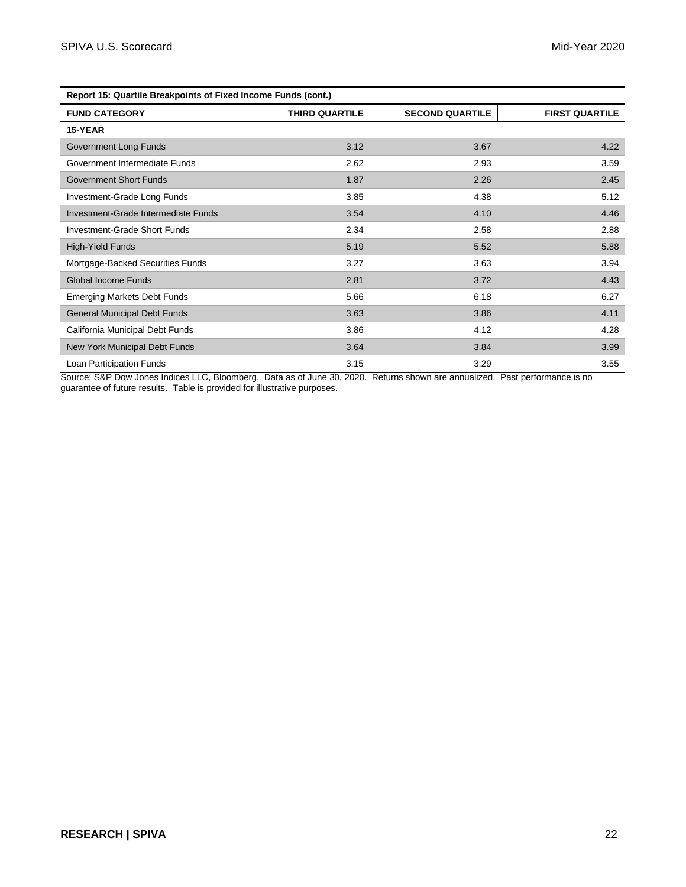| Report 15: Quartile Breakpoints of Fixed Income Funds (cont.) | | | |
|---|---|---|---|
| **FUND CATEGORY** | **THIRD QUARTILE** | **SECOND QUARTILE** | **FIRST QUARTILE** |
| **15-YEAR** | | | |
| Government Long Funds | 3.12 | 3.67 | 4.22 |
| Government Intermediate Funds | 2.62 | 2.93 | 3.59 |
| Government Short Funds | 1.87 | 2.26 | 2.45 |
| Investment-Grade Long Funds | 3.85 | 4.38 | 5.12 |
| Investment-Grade Intermediate Funds | 3.54 | 4.10 | 4.46 |
| Investment-Grade Short Funds | 2.34 | 2.58 | 2.88 |
| High-Yield Funds | 5.19 | 5.52 | 5.88 |
| Mortgage-Backed Securities Funds | 3.27 | 3.63 | 3.94 |
| Global Income Funds | 2.81 | 3.72 | 4.43 |
| Emerging Markets Debt Funds | 5.66 | 6.18 | 6.27 |
| General Municipal Debt Funds | 3.63 | 3.86 | 4.11 |
| California Municipal Debt Funds | 3.86 | 4.12 | 4.28 |
| New York Municipal Debt Funds | 3.64 | 3.84 | 3.99 |
| Loan Participation Funds | 3.15 | 3.29 | 3.55 |

Source: S&P Dow Jones Indices LLC, Bloomberg. Data as of June 30, 2020. Returns shown are annualized. Past performance is no guarantee of future results. Table is provided for illustrative purposes.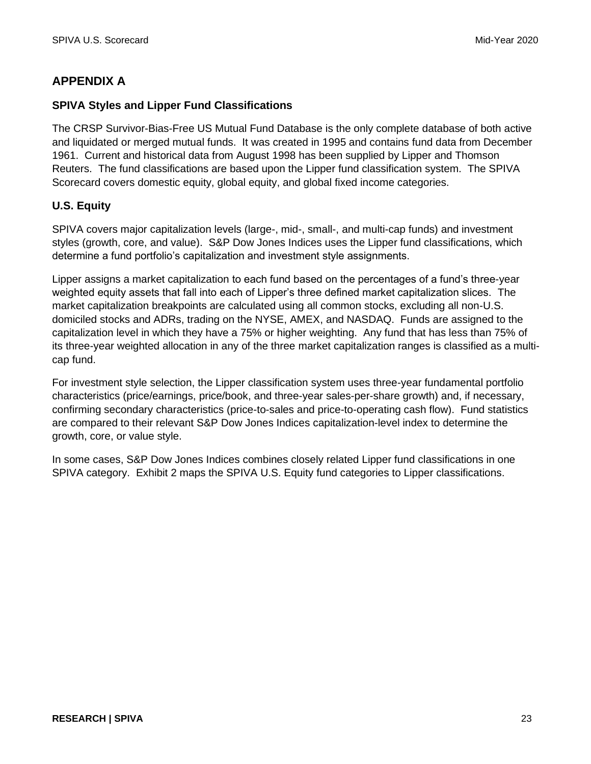## APPENDIX A

### SPIVA Styles and Lipper Fund Classifications

The CRSP Survivor-Bias-Free US Mutual Fund Database is the only complete database of both active and liquidated or merged mutual funds. It was created in 1995 and contains fund data from December 1961. Current and historical data from August 1998 has been supplied by Lipper and Thomson Reuters. The fund classifications are based upon the Lipper fund classification system. The SPIVA Scorecard covers domestic equity, global equity, and global fixed income categories.

### U.S. Equity

SPIVA covers major capitalization levels (large-, mid-, small-, and multi-cap funds) and investment styles (growth, core, and value). S&P Dow Jones Indices uses the Lipper fund classifications, which determine a fund portfolio's capitalization and investment style assignments.

Lipper assigns a market capitalization to each fund based on the percentages of a fund's three-year weighted equity assets that fall into each of Lipper's three defined market capitalization slices. The market capitalization breakpoints are calculated using all common stocks, excluding all non-U.S. domiciled stocks and ADRs, trading on the NYSE, AMEX, and NASDAQ. Funds are assigned to the capitalization level in which they have a 75% or higher weighting. Any fund that has less than 75% of its three-year weighted allocation in any of the three market capitalization ranges is classified as a multi-cap fund.

For investment style selection, the Lipper classification system uses three-year fundamental portfolio characteristics (price/earnings, price/book, and three-year sales-per-share growth) and, if necessary, confirming secondary characteristics (price-to-sales and price-to-operating cash flow). Fund statistics are compared to their relevant S&P Dow Jones Indices capitalization-level index to determine the growth, core, or value style.

In some cases, S&P Dow Jones Indices combines closely related Lipper fund classifications in one SPIVA category. Exhibit 2 maps the SPIVA U.S. Equity fund categories to Lipper classifications.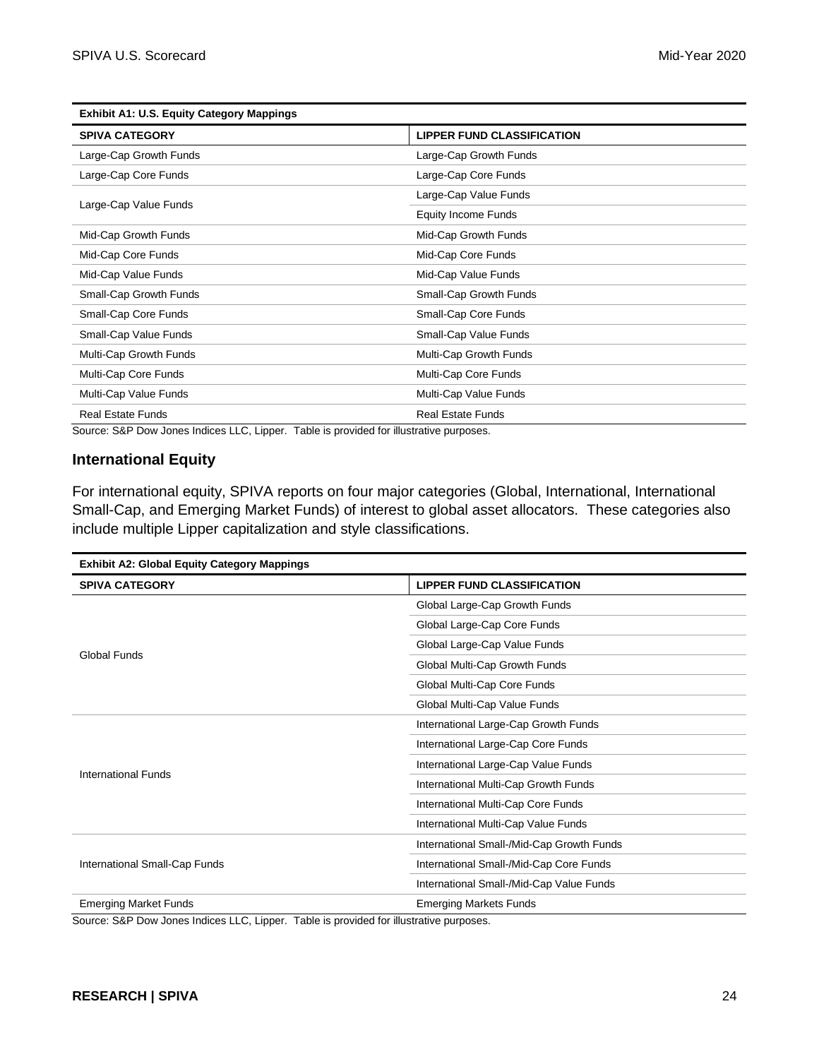**Exhibit A1: U.S. Equity Category Mappings**

| SPIVA CATEGORY | LIPPER FUND CLASSIFICATION |
|---|---|
| Large-Cap Growth Funds | Large-Cap Growth Funds |
| Large-Cap Core Funds | Large-Cap Core Funds |
| Large-Cap Value Funds | Large-Cap Value Funds |
| | Equity Income Funds |
| Mid-Cap Growth Funds | Mid-Cap Growth Funds |
| Mid-Cap Core Funds | Mid-Cap Core Funds |
| Mid-Cap Value Funds | Mid-Cap Value Funds |
| Small-Cap Growth Funds | Small-Cap Growth Funds |
| Small-Cap Core Funds | Small-Cap Core Funds |
| Small-Cap Value Funds | Small-Cap Value Funds |
| Multi-Cap Growth Funds | Multi-Cap Growth Funds |
| Multi-Cap Core Funds | Multi-Cap Core Funds |
| Multi-Cap Value Funds | Multi-Cap Value Funds |
| Real Estate Funds | Real Estate Funds |

Source: S&P Dow Jones Indices LLC, Lipper. Table is provided for illustrative purposes.

## International Equity

For international equity, SPIVA reports on four major categories (Global, International, International Small-Cap, and Emerging Market Funds) of interest to global asset allocators. These categories also include multiple Lipper capitalization and style classifications.

**Exhibit A2: Global Equity Category Mappings**

| SPIVA CATEGORY | LIPPER FUND CLASSIFICATION |
|---|---|
| Global Funds | Global Large-Cap Growth Funds |
| | Global Large-Cap Core Funds |
| | Global Large-Cap Value Funds |
| | Global Multi-Cap Growth Funds |
| | Global Multi-Cap Core Funds |
| | Global Multi-Cap Value Funds |
| International Funds | International Large-Cap Growth Funds |
| | International Large-Cap Core Funds |
| | International Large-Cap Value Funds |
| | International Multi-Cap Growth Funds |
| | International Multi-Cap Core Funds |
| | International Multi-Cap Value Funds |
| International Small-Cap Funds | International Small-/Mid-Cap Growth Funds |
| | International Small-/Mid-Cap Core Funds |
| | International Small-/Mid-Cap Value Funds |
| Emerging Market Funds | Emerging Markets Funds |

Source: S&P Dow Jones Indices LLC, Lipper. Table is provided for illustrative purposes.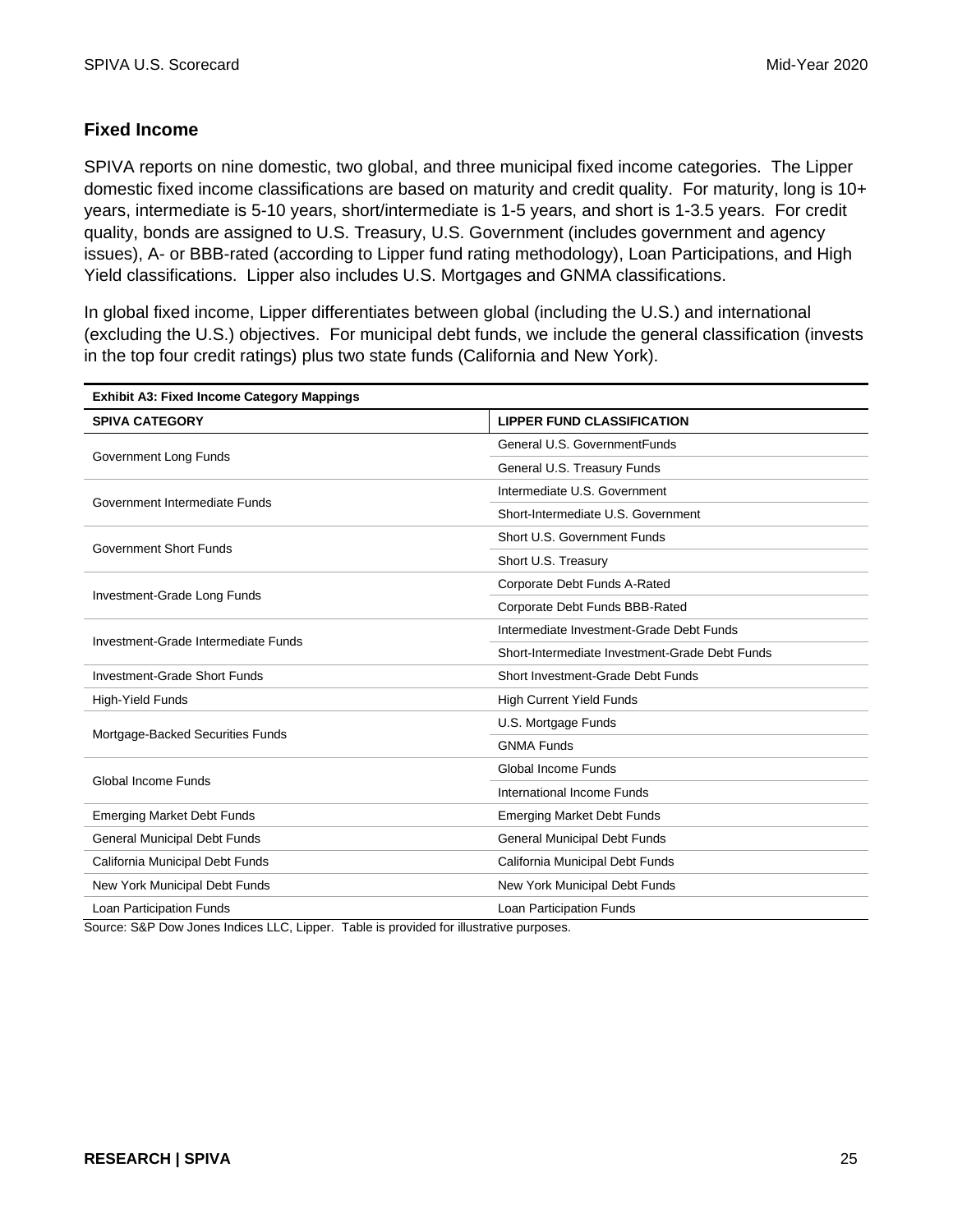## Fixed Income

SPIVA reports on nine domestic, two global, and three municipal fixed income categories. The Lipper domestic fixed income classifications are based on maturity and credit quality. For maturity, long is 10+ years, intermediate is 5-10 years, short/intermediate is 1-5 years, and short is 1-3.5 years. For credit quality, bonds are assigned to U.S. Treasury, U.S. Government (includes government and agency issues), A- or BBB-rated (according to Lipper fund rating methodology), Loan Participations, and High Yield classifications. Lipper also includes U.S. Mortgages and GNMA classifications.

In global fixed income, Lipper differentiates between global (including the U.S.) and international (excluding the U.S.) objectives. For municipal debt funds, we include the general classification (invests in the top four credit ratings) plus two state funds (California and New York).

**Exhibit A3: Fixed Income Category Mappings**

| SPIVA CATEGORY | LIPPER FUND CLASSIFICATION |
|---|---|
| Government Long Funds | General U.S. GovernmentFunds |
| | General U.S. Treasury Funds |
| Government Intermediate Funds | Intermediate U.S. Government |
| | Short-Intermediate U.S. Government |
| Government Short Funds | Short U.S. Government Funds |
| | Short U.S. Treasury |
| Investment-Grade Long Funds | Corporate Debt Funds A-Rated |
| | Corporate Debt Funds BBB-Rated |
| Investment-Grade Intermediate Funds | Intermediate Investment-Grade Debt Funds |
| | Short-Intermediate Investment-Grade Debt Funds |
| Investment-Grade Short Funds | Short Investment-Grade Debt Funds |
| High-Yield Funds | High Current Yield Funds |
| Mortgage-Backed Securities Funds | U.S. Mortgage Funds |
| | GNMA Funds |
| Global Income Funds | Global Income Funds |
| | International Income Funds |
| Emerging Market Debt Funds | Emerging Market Debt Funds |
| General Municipal Debt Funds | General Municipal Debt Funds |
| California Municipal Debt Funds | California Municipal Debt Funds |
| New York Municipal Debt Funds | New York Municipal Debt Funds |
| Loan Participation Funds | Loan Participation Funds |

Source: S&P Dow Jones Indices LLC, Lipper. Table is provided for illustrative purposes.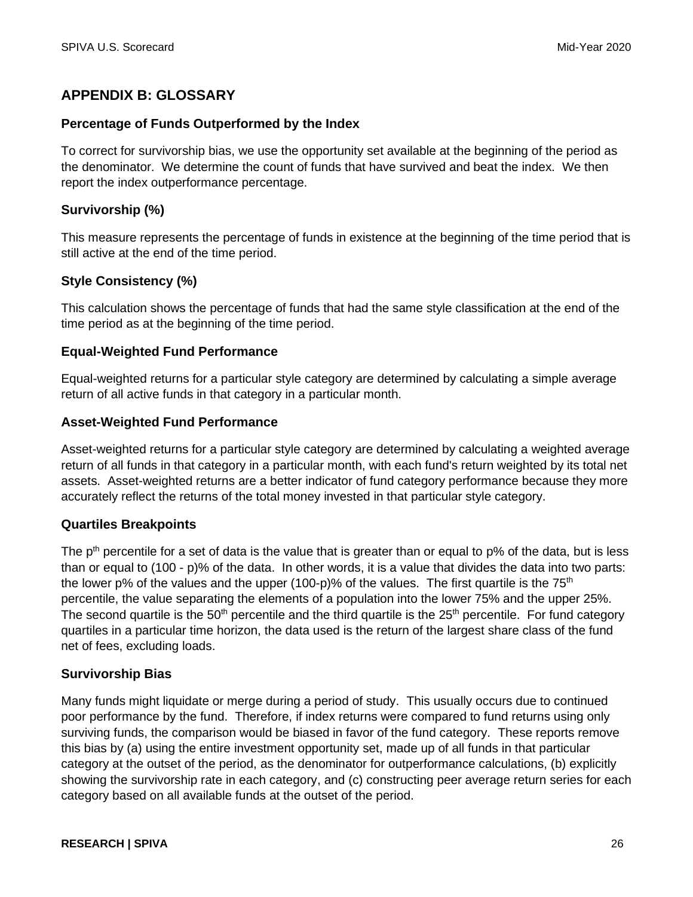## APPENDIX B: GLOSSARY

### Percentage of Funds Outperformed by the Index

To correct for survivorship bias, we use the opportunity set available at the beginning of the period as the denominator. We determine the count of funds that have survived and beat the index. We then report the index outperformance percentage.

### Survivorship (%)

This measure represents the percentage of funds in existence at the beginning of the time period that is still active at the end of the time period.

### Style Consistency (%)

This calculation shows the percentage of funds that had the same style classification at the end of the time period as at the beginning of the time period.

### Equal-Weighted Fund Performance

Equal-weighted returns for a particular style category are determined by calculating a simple average return of all active funds in that category in a particular month.

### Asset-Weighted Fund Performance

Asset-weighted returns for a particular style category are determined by calculating a weighted average return of all funds in that category in a particular month, with each fund's return weighted by its total net assets. Asset-weighted returns are a better indicator of fund category performance because they more accurately reflect the returns of the total money invested in that particular style category.

### Quartiles Breakpoints

The $p^{th}$ percentile for a set of data is the value that is greater than or equal to p% of the data, but is less than or equal to (100 - p)% of the data. In other words, it is a value that divides the data into two parts: the lower p% of the values and the upper (100-p)% of the values. The first quartile is the 75th percentile, the value separating the elements of a population into the lower 75% and the upper 25%. The second quartile is the 50th percentile and the third quartile is the 25th percentile. For fund category quartiles in a particular time horizon, the data used is the return of the largest share class of the fund net of fees, excluding loads.

### Survivorship Bias

Many funds might liquidate or merge during a period of study. This usually occurs due to continued poor performance by the fund. Therefore, if index returns were compared to fund returns using only surviving funds, the comparison would be biased in favor of the fund category. These reports remove this bias by (a) using the entire investment opportunity set, made up of all funds in that particular category at the outset of the period, as the denominator for outperformance calculations, (b) explicitly showing the survivorship rate in each category, and (c) constructing peer average return series for each category based on all available funds at the outset of the period.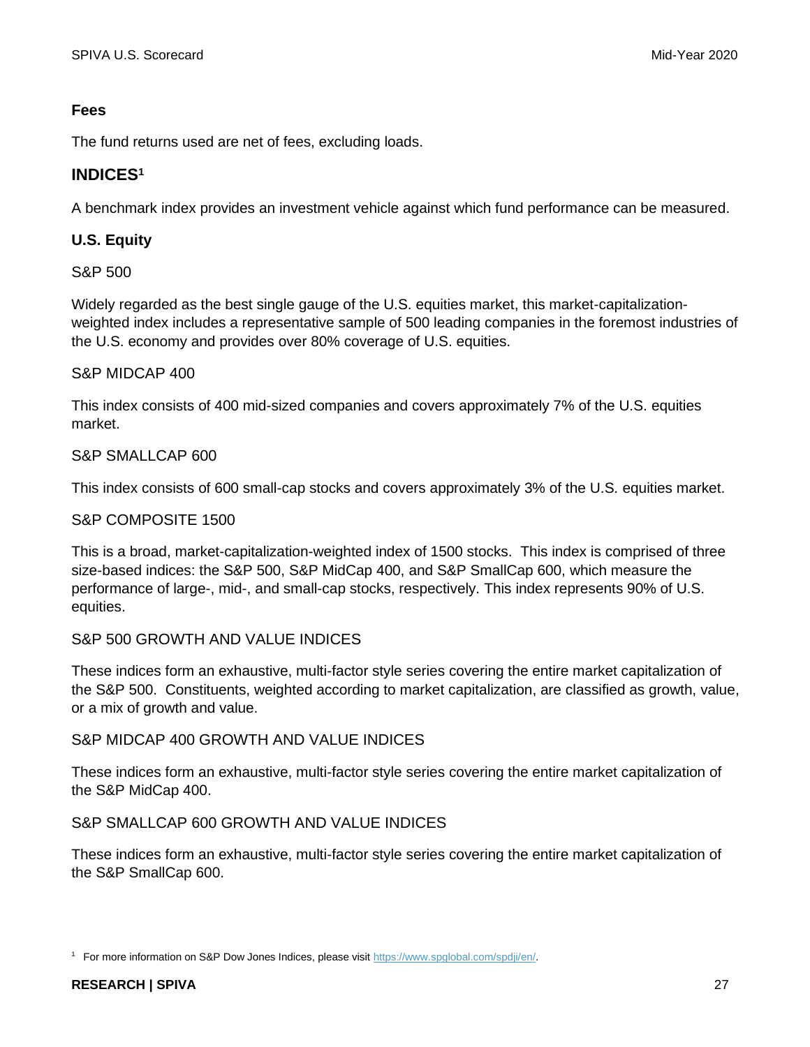### Fees

The fund returns used are net of fees, excluding loads.

## INDICES[1]

A benchmark index provides an investment vehicle against which fund performance can be measured.

### U.S. Equity

S&P 500

Widely regarded as the best single gauge of the U.S. equities market, this market-capitalization-weighted index includes a representative sample of 500 leading companies in the foremost industries of the U.S. economy and provides over 80% coverage of U.S. equities.

S&P MIDCAP 400

This index consists of 400 mid-sized companies and covers approximately 7% of the U.S. equities market.

S&P SMALLCAP 600

This index consists of 600 small-cap stocks and covers approximately 3% of the U.S. equities market.

S&P COMPOSITE 1500

This is a broad, market-capitalization-weighted index of 1500 stocks. This index is comprised of three size-based indices: the S&P 500, S&P MidCap 400, and S&P SmallCap 600, which measure the performance of large-, mid-, and small-cap stocks, respectively. This index represents 90% of U.S. equities.

S&P 500 GROWTH AND VALUE INDICES

These indices form an exhaustive, multi-factor style series covering the entire market capitalization of the S&P 500. Constituents, weighted according to market capitalization, are classified as growth, value, or a mix of growth and value.

S&P MIDCAP 400 GROWTH AND VALUE INDICES

These indices form an exhaustive, multi-factor style series covering the entire market capitalization of the S&P MidCap 400.

S&P SMALLCAP 600 GROWTH AND VALUE INDICES

These indices form an exhaustive, multi-factor style series covering the entire market capitalization of the S&P SmallCap 600.

[1] For more information on S&P Dow Jones Indices, please visit https://www.spglobal.com/spdji/en/.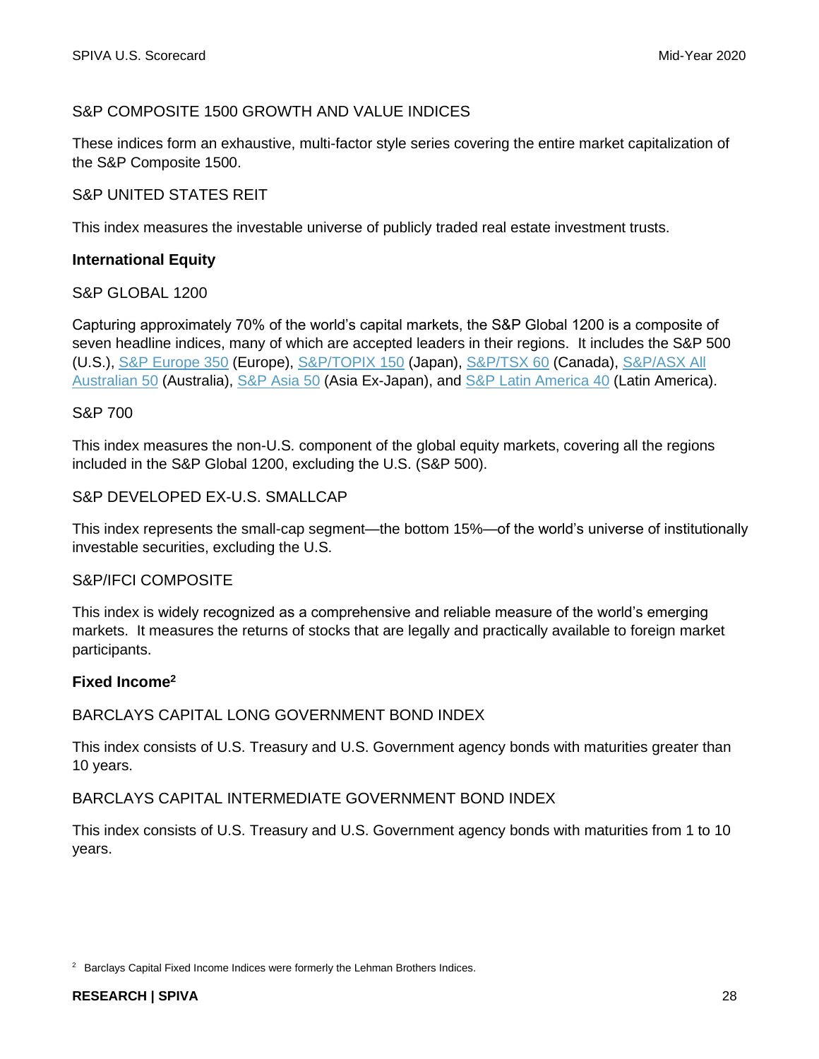S&P COMPOSITE 1500 GROWTH AND VALUE INDICES

These indices form an exhaustive, multi-factor style series covering the entire market capitalization of the S&P Composite 1500.

S&P UNITED STATES REIT

This index measures the investable universe of publicly traded real estate investment trusts.

**International Equity**

S&P GLOBAL 1200

Capturing approximately 70% of the world's capital markets, the S&P Global 1200 is a composite of seven headline indices, many of which are accepted leaders in their regions. It includes the S&P 500 (U.S.), S&P Europe 350 (Europe), S&P/TOPIX 150 (Japan), S&P/TSX 60 (Canada), S&P/ASX All Australian 50 (Australia), S&P Asia 50 (Asia Ex-Japan), and S&P Latin America 40 (Latin America).

S&P 700

This index measures the non-U.S. component of the global equity markets, covering all the regions included in the S&P Global 1200, excluding the U.S. (S&P 500).

S&P DEVELOPED EX-U.S. SMALLCAP

This index represents the small-cap segment—the bottom 15%—of the world's universe of institutionally investable securities, excluding the U.S.

S&P/IFCI COMPOSITE

This index is widely recognized as a comprehensive and reliable measure of the world's emerging markets. It measures the returns of stocks that are legally and practically available to foreign market participants.

**Fixed Income**[2]

BARCLAYS CAPITAL LONG GOVERNMENT BOND INDEX

This index consists of U.S. Treasury and U.S. Government agency bonds with maturities greater than 10 years.

BARCLAYS CAPITAL INTERMEDIATE GOVERNMENT BOND INDEX

This index consists of U.S. Treasury and U.S. Government agency bonds with maturities from 1 to 10 years.

[2] Barclays Capital Fixed Income Indices were formerly the Lehman Brothers Indices.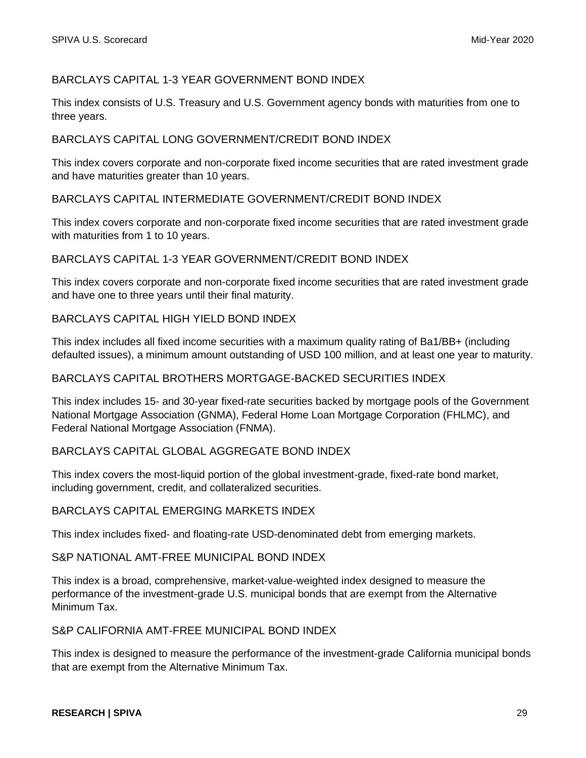### BARCLAYS CAPITAL 1-3 YEAR GOVERNMENT BOND INDEX

This index consists of U.S. Treasury and U.S. Government agency bonds with maturities from one to three years.

### BARCLAYS CAPITAL LONG GOVERNMENT/CREDIT BOND INDEX

This index covers corporate and non-corporate fixed income securities that are rated investment grade and have maturities greater than 10 years.

### BARCLAYS CAPITAL INTERMEDIATE GOVERNMENT/CREDIT BOND INDEX

This index covers corporate and non-corporate fixed income securities that are rated investment grade with maturities from 1 to 10 years.

### BARCLAYS CAPITAL 1-3 YEAR GOVERNMENT/CREDIT BOND INDEX

This index covers corporate and non-corporate fixed income securities that are rated investment grade and have one to three years until their final maturity.

### BARCLAYS CAPITAL HIGH YIELD BOND INDEX

This index includes all fixed income securities with a maximum quality rating of Ba1/BB+ (including defaulted issues), a minimum amount outstanding of USD 100 million, and at least one year to maturity.

### BARCLAYS CAPITAL BROTHERS MORTGAGE-BACKED SECURITIES INDEX

This index includes 15- and 30-year fixed-rate securities backed by mortgage pools of the Government National Mortgage Association (GNMA), Federal Home Loan Mortgage Corporation (FHLMC), and Federal National Mortgage Association (FNMA).

### BARCLAYS CAPITAL GLOBAL AGGREGATE BOND INDEX

This index covers the most-liquid portion of the global investment-grade, fixed-rate bond market, including government, credit, and collateralized securities.

### BARCLAYS CAPITAL EMERGING MARKETS INDEX

This index includes fixed- and floating-rate USD-denominated debt from emerging markets.

### S&P NATIONAL AMT-FREE MUNICIPAL BOND INDEX

This index is a broad, comprehensive, market-value-weighted index designed to measure the performance of the investment-grade U.S. municipal bonds that are exempt from the Alternative Minimum Tax.

### S&P CALIFORNIA AMT-FREE MUNICIPAL BOND INDEX

This index is designed to measure the performance of the investment-grade California municipal bonds that are exempt from the Alternative Minimum Tax.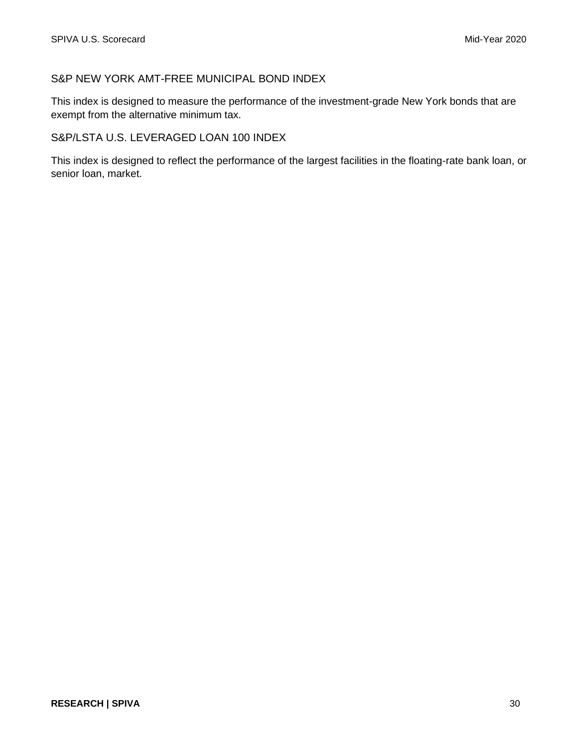### S&P NEW YORK AMT-FREE MUNICIPAL BOND INDEX

This index is designed to measure the performance of the investment-grade New York bonds that are exempt from the alternative minimum tax.

### S&P/LSTA U.S. LEVERAGED LOAN 100 INDEX

This index is designed to reflect the performance of the largest facilities in the floating-rate bank loan, or senior loan, market.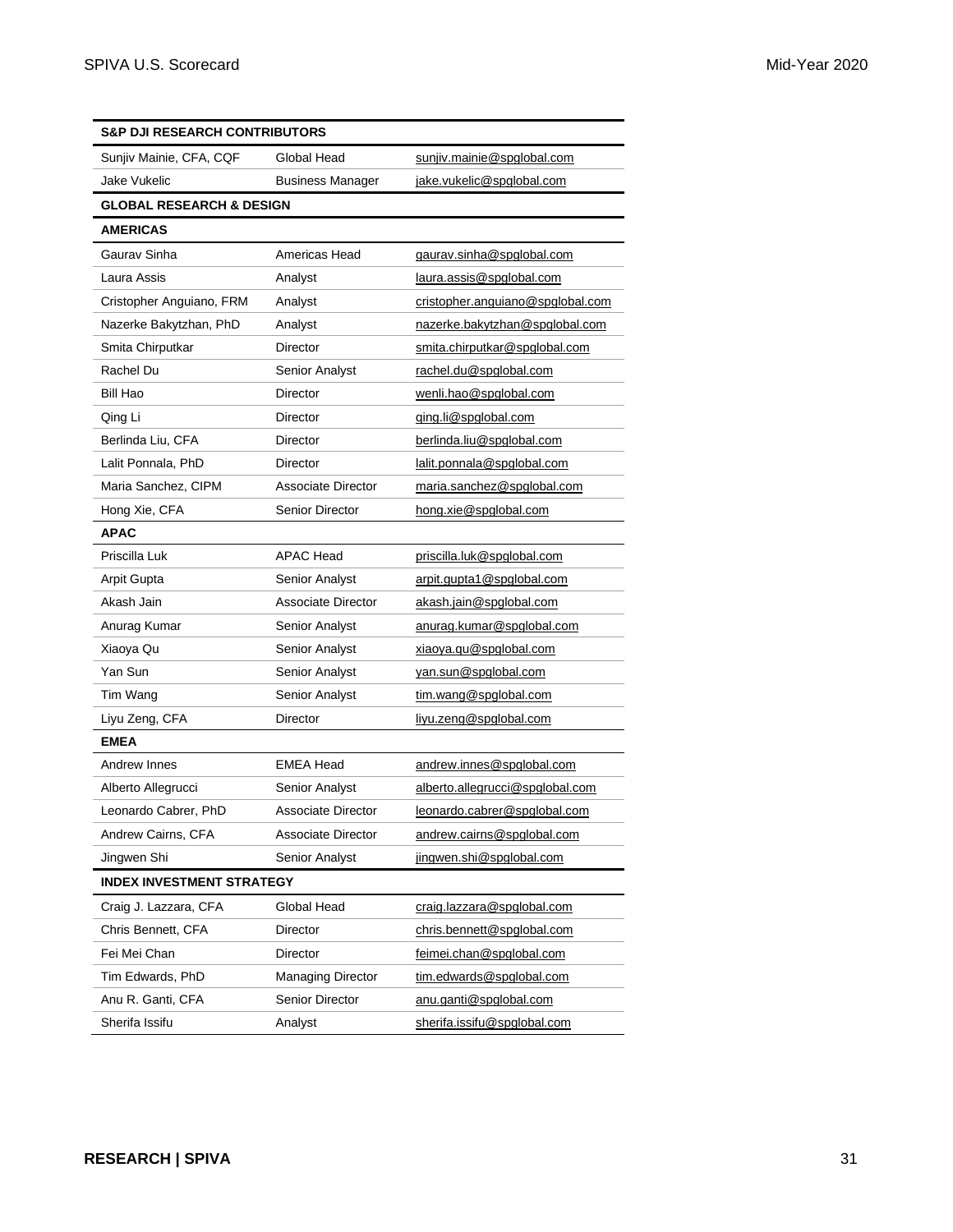| S&P DJI RESEARCH CONTRIBUTORS | | |
|---|---|---|
| Sunjiv Mainie, CFA, CQF | Global Head | sunjiv.mainie@spglobal.com |
| Jake Vukelic | Business Manager | jake.vukelic@spglobal.com |
| **GLOBAL RESEARCH & DESIGN** | | |
| **AMERICAS** | | |
| Gaurav Sinha | Americas Head | gaurav.sinha@spglobal.com |
| Laura Assis | Analyst | laura.assis@spglobal.com |
| Cristopher Anguiano, FRM | Analyst | cristopher.anguiano@spglobal.com |
| Nazerke Bakytzhan, PhD | Analyst | nazerke.bakytzhan@spglobal.com |
| Smita Chirputkar | Director | smita.chirputkar@spglobal.com |
| Rachel Du | Senior Analyst | rachel.du@spglobal.com |
| Bill Hao | Director | wenli.hao@spglobal.com |
| Qing Li | Director | qing.li@spglobal.com |
| Berlinda Liu, CFA | Director | berlinda.liu@spglobal.com |
| Lalit Ponnala, PhD | Director | lalit.ponnala@spglobal.com |
| Maria Sanchez, CIPM | Associate Director | maria.sanchez@spglobal.com |
| Hong Xie, CFA | Senior Director | hong.xie@spglobal.com |
| **APAC** | | |
| Priscilla Luk | APAC Head | priscilla.luk@spglobal.com |
| Arpit Gupta | Senior Analyst | arpit.gupta1@spglobal.com |
| Akash Jain | Associate Director | akash.jain@spglobal.com |
| Anurag Kumar | Senior Analyst | anurag.kumar@spglobal.com |
| Xiaoya Qu | Senior Analyst | xiaoya.qu@spglobal.com |
| Yan Sun | Senior Analyst | yan.sun@spglobal.com |
| Tim Wang | Senior Analyst | tim.wang@spglobal.com |
| Liyu Zeng, CFA | Director | liyu.zeng@spglobal.com |
| **EMEA** | | |
| Andrew Innes | EMEA Head | andrew.innes@spglobal.com |
| Alberto Allegrucci | Senior Analyst | alberto.allegrucci@spglobal.com |
| Leonardo Cabrer, PhD | Associate Director | leonardo.cabrer@spglobal.com |
| Andrew Cairns, CFA | Associate Director | andrew.cairns@spglobal.com |
| Jingwen Shi | Senior Analyst | jingwen.shi@spglobal.com |
| **INDEX INVESTMENT STRATEGY** | | |
| Craig J. Lazzara, CFA | Global Head | craig.lazzara@spglobal.com |
| Chris Bennett, CFA | Director | chris.bennett@spglobal.com |
| Fei Mei Chan | Director | feimei.chan@spglobal.com |
| Tim Edwards, PhD | Managing Director | tim.edwards@spglobal.com |
| Anu R. Ganti, CFA | Senior Director | anu.ganti@spglobal.com |
| Sherifa Issifu | Analyst | sherifa.issifu@spglobal.com |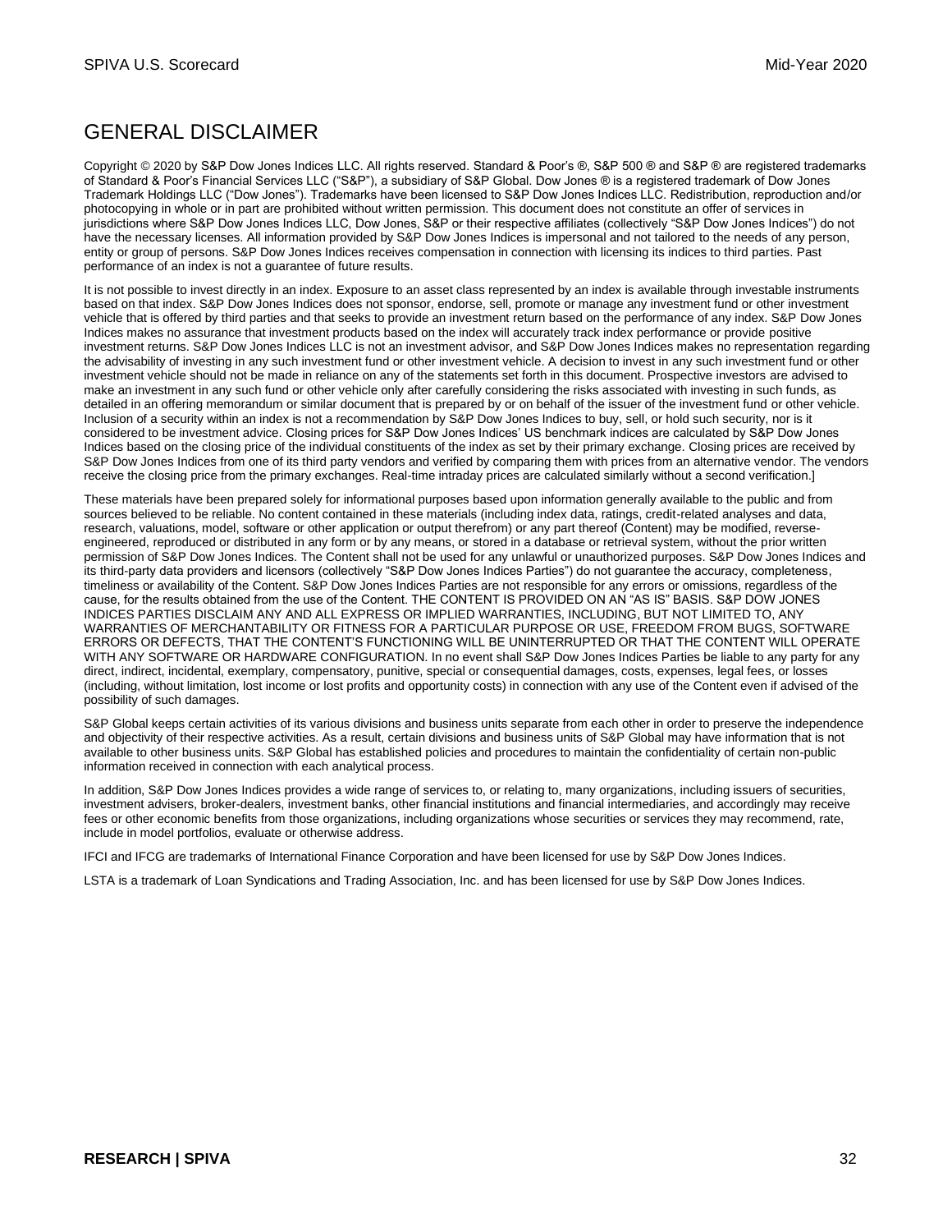# GENERAL DISCLAIMER

Copyright © 2020 by S&P Dow Jones Indices LLC. All rights reserved. Standard & Poor's ®, S&P 500 ® and S&P ® are registered trademarks of Standard & Poor's Financial Services LLC ("S&P"), a subsidiary of S&P Global. Dow Jones ® is a registered trademark of Dow Jones Trademark Holdings LLC ("Dow Jones"). Trademarks have been licensed to S&P Dow Jones Indices LLC. Redistribution, reproduction and/or photocopying in whole or in part are prohibited without written permission. This document does not constitute an offer of services in jurisdictions where S&P Dow Jones Indices LLC, Dow Jones, S&P or their respective affiliates (collectively "S&P Dow Jones Indices") do not have the necessary licenses. All information provided by S&P Dow Jones Indices is impersonal and not tailored to the needs of any person, entity or group of persons. S&P Dow Jones Indices receives compensation in connection with licensing its indices to third parties. Past performance of an index is not a guarantee of future results.

It is not possible to invest directly in an index. Exposure to an asset class represented by an index is available through investable instruments based on that index. S&P Dow Jones Indices does not sponsor, endorse, sell, promote or manage any investment fund or other investment vehicle that is offered by third parties and that seeks to provide an investment return based on the performance of any index. S&P Dow Jones Indices makes no assurance that investment products based on the index will accurately track index performance or provide positive investment returns. S&P Dow Jones Indices LLC is not an investment advisor, and S&P Dow Jones Indices makes no representation regarding the advisability of investing in any such investment fund or other investment vehicle. A decision to invest in any such investment fund or other investment vehicle should not be made in reliance on any of the statements set forth in this document. Prospective investors are advised to make an investment in any such fund or other vehicle only after carefully considering the risks associated with investing in such funds, as detailed in an offering memorandum or similar document that is prepared by or on behalf of the issuer of the investment fund or other vehicle. Inclusion of a security within an index is not a recommendation by S&P Dow Jones Indices to buy, sell, or hold such security, nor is it considered to be investment advice. Closing prices for S&P Dow Jones Indices' US benchmark indices are calculated by S&P Dow Jones Indices based on the closing price of the individual constituents of the index as set by their primary exchange. Closing prices are received by S&P Dow Jones Indices from one of its third party vendors and verified by comparing them with prices from an alternative vendor. The vendors receive the closing price from the primary exchanges. Real-time intraday prices are calculated similarly without a second verification.]

These materials have been prepared solely for informational purposes based upon information generally available to the public and from sources believed to be reliable. No content contained in these materials (including index data, ratings, credit-related analyses and data, research, valuations, model, software or other application or output therefrom) or any part thereof (Content) may be modified, reverse-engineered, reproduced or distributed in any form or by any means, or stored in a database or retrieval system, without the prior written permission of S&P Dow Jones Indices. The Content shall not be used for any unlawful or unauthorized purposes. S&P Dow Jones Indices and its third-party data providers and licensors (collectively "S&P Dow Jones Indices Parties") do not guarantee the accuracy, completeness, timeliness or availability of the Content. S&P Dow Jones Indices Parties are not responsible for any errors or omissions, regardless of the cause, for the results obtained from the use of the Content. THE CONTENT IS PROVIDED ON AN "AS IS" BASIS. S&P DOW JONES INDICES PARTIES DISCLAIM ANY AND ALL EXPRESS OR IMPLIED WARRANTIES, INCLUDING, BUT NOT LIMITED TO, ANY WARRANTIES OF MERCHANTABILITY OR FITNESS FOR A PARTICULAR PURPOSE OR USE, FREEDOM FROM BUGS, SOFTWARE ERRORS OR DEFECTS, THAT THE CONTENT'S FUNCTIONING WILL BE UNINTERRUPTED OR THAT THE CONTENT WILL OPERATE WITH ANY SOFTWARE OR HARDWARE CONFIGURATION. In no event shall S&P Dow Jones Indices Parties be liable to any party for any direct, indirect, incidental, exemplary, compensatory, punitive, special or consequential damages, costs, expenses, legal fees, or losses (including, without limitation, lost income or lost profits and opportunity costs) in connection with any use of the Content even if advised of the possibility of such damages.

S&P Global keeps certain activities of its various divisions and business units separate from each other in order to preserve the independence and objectivity of their respective activities. As a result, certain divisions and business units of S&P Global may have information that is not available to other business units. S&P Global has established policies and procedures to maintain the confidentiality of certain non-public information received in connection with each analytical process.

In addition, S&P Dow Jones Indices provides a wide range of services to, or relating to, many organizations, including issuers of securities, investment advisers, broker-dealers, investment banks, other financial institutions and financial intermediaries, and accordingly may receive fees or other economic benefits from those organizations, including organizations whose securities or services they may recommend, rate, include in model portfolios, evaluate or otherwise address.

IFCI and IFCG are trademarks of International Finance Corporation and have been licensed for use by S&P Dow Jones Indices.

LSTA is a trademark of Loan Syndications and Trading Association, Inc. and has been licensed for use by S&P Dow Jones Indices.